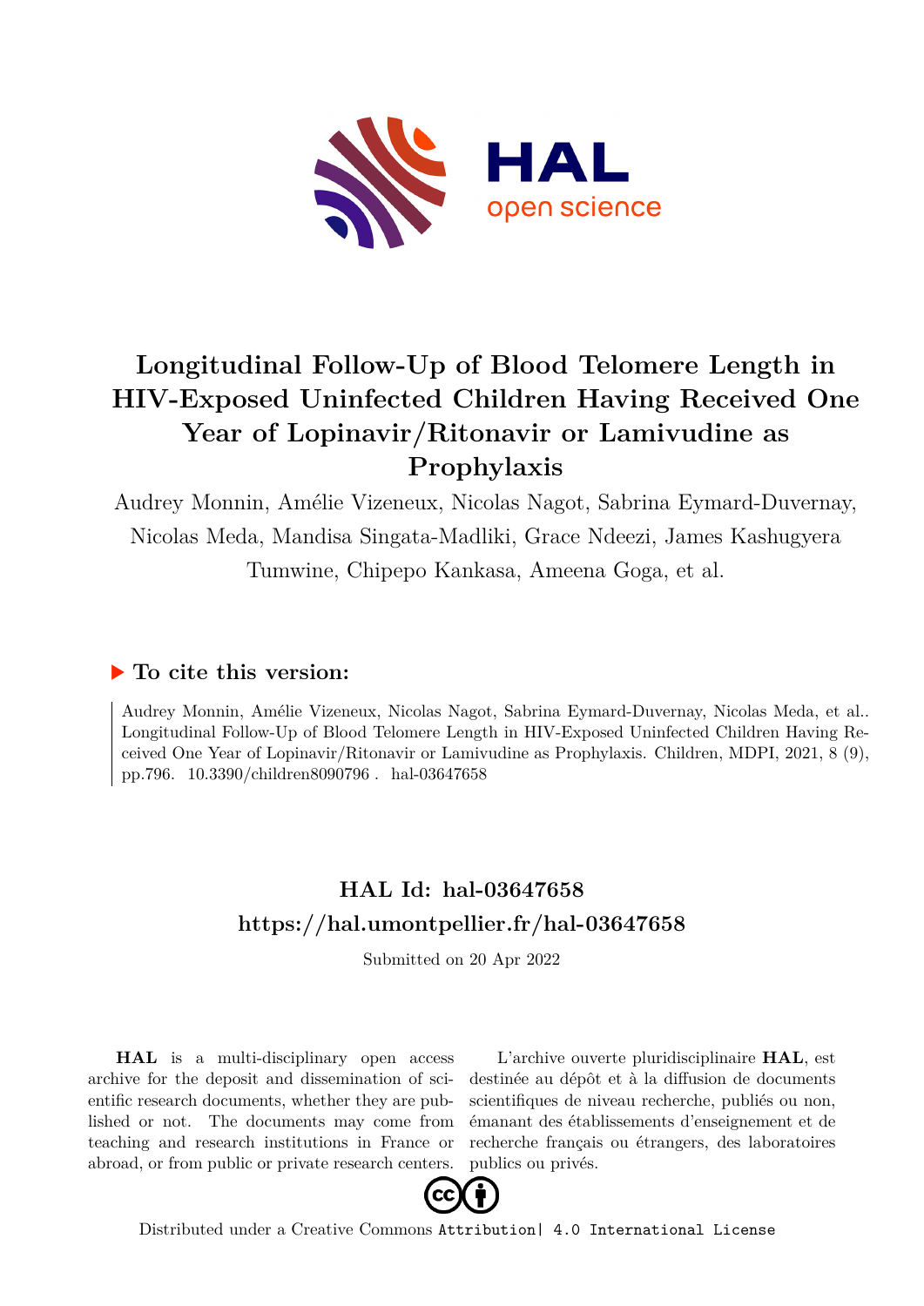# Longitudinal Follow-Up of Blood Telomere Length in HIV-Exposed Uninfected Children Having Received One Year of Lopinavir/Ritonavir or Lamivudine as Prophylaxis

Audrey Monnin, Amélie Vizeneux, Nicolas Nagot, Sabrina Eymard-Duvernay, Nicolas Meda, Mandisa Singata-Madliki, Grace Ndeezi, James Kashugyera Tumwine, Chipepo Kankasa, Ameena Goga, et al.

## ▶ To cite this version:

Audrey Monnin, Amélie Vizeneux, Nicolas Nagot, Sabrina Eymard-Duvernay, Nicolas Meda, et al.. Longitudinal Follow-Up of Blood Telomere Length in HIV-Exposed Uninfected Children Having Received One Year of Lopinavir/Ritonavir or Lamivudine as Prophylaxis. Children, MDPI, 2021, 8 (9), pp.796. 10.3390/children8090796 . hal-03647658

## HAL Id: hal-03647658
## https://hal.umontpellier.fr/hal-03647658

Submitted on 20 Apr 2022

**HAL** is a multi-disciplinary open access archive for the deposit and dissemination of scientific research documents, whether they are published or not. The documents may come from teaching and research institutions in France or abroad, or from public or private research centers.

L'archive ouverte pluridisciplinaire **HAL**, est destinée au dépôt et à la diffusion de documents scientifiques de niveau recherche, publiés ou non, émanant des établissements d'enseignement et de recherche français ou étrangers, des laboratoires publics ou privés.

Distributed under a Creative Commons Attribution| 4.0 International License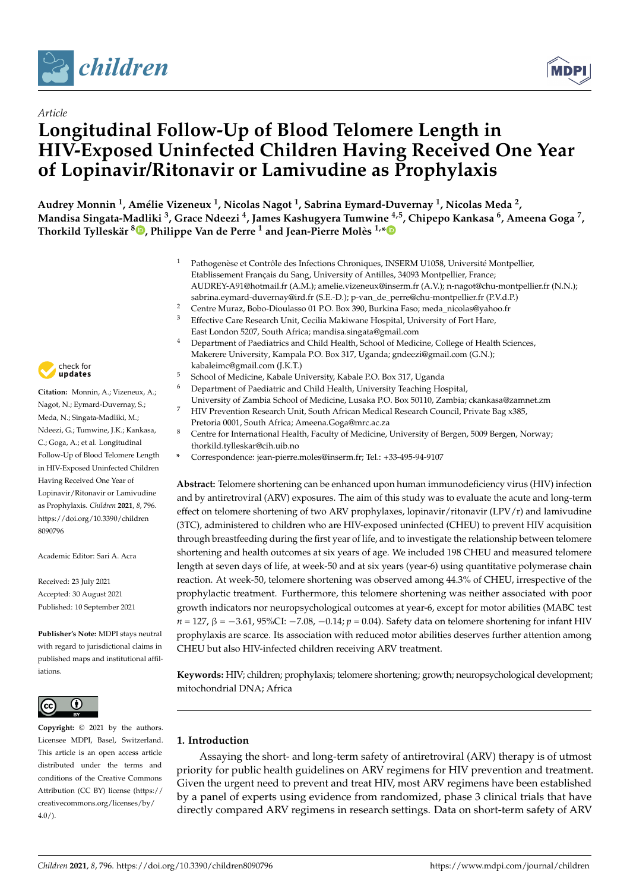Article

# Longitudinal Follow-Up of Blood Telomere Length in HIV-Exposed Uninfected Children Having Received One Year of Lopinavir/Ritonavir or Lamivudine as Prophylaxis

**Audrey Monnin [1], Amélie Vizeneux [1], Nicolas Nagot [1], Sabrina Eymard-Duvernay [1], Nicolas Meda [2], Mandisa Singata-Madliki [3], Grace Ndeezi [4], James Kashugyera Tumwine [4,5], Chipepo Kankasa [6], Ameena Goga [7], Thorkild Tylleskär [8], Philippe Van de Perre [1] and Jean-Pierre Molès [1,*]**

[1] Pathogenèse et Contrôle des Infections Chroniques, INSERM U1058, Université Montpellier, Etablissement Français du Sang, University of Antilles, 34093 Montpellier, France; AUDREY-A91@hotmail.fr (A.M.); amelie.vizeneux@inserm.fr (A.V.); n-nagot@chu-montpellier.fr (N.N.); sabrina.eymard-duvernay@ird.fr (S.E.-D.); p-van_de_perre@chu-montpellier.fr (P.V.d.P.)

[2] Centre Muraz, Bobo-Dioulasso 01 P.O. Box 390, Burkina Faso; meda_nicolas@yahoo.fr

[3] Effective Care Research Unit, Cecilia Makiwane Hospital, University of Fort Hare, East London 5207, South Africa; mandisa.singata@gmail.com

[4] Department of Paediatrics and Child Health, School of Medicine, College of Health Sciences, Makerere University, Kampala P.O. Box 317, Uganda; gndeezi@gmail.com (G.N.); kabaleimc@gmail.com (J.K.T.)

[5] School of Medicine, Kabale University, Kabale P.O. Box 317, Uganda

[6] Department of Paediatric and Child Health, University Teaching Hospital, University of Zambia School of Medicine, Lusaka P.O. Box 50110, Zambia; ckankasa@zamnet.zm

[7] HIV Prevention Research Unit, South African Medical Research Council, Private Bag x385, Pretoria 0001, South Africa; Ameena.Goga@mrc.ac.za

[8] Centre for International Health, Faculty of Medicine, University of Bergen, 5009 Bergen, Norway; thorkild.tylleskar@cih.uib.no

\* Correspondence: jean-pierre.moles@inserm.fr; Tel.: +33-495-94-9107

**Citation:** Monnin, A.; Vizeneux, A.; Nagot, N.; Eymard-Duvernay, S.; Meda, N.; Singata-Madliki, M.; Ndeezi, G.; Tumwine, J.K.; Kankasa, C.; Goga, A.; et al. Longitudinal Follow-Up of Blood Telomere Length in HIV-Exposed Uninfected Children Having Received One Year of Lopinavir/Ritonavir or Lamivudine as Prophylaxis. *Children* **2021**, *8*, 796. https://doi.org/10.3390/children8090796

Academic Editor: Sari A. Acra

Received: 23 July 2021
Accepted: 30 August 2021
Published: 10 September 2021

**Publisher's Note:** MDPI stays neutral with regard to jurisdictional claims in published maps and institutional affiliations.

**Copyright:** © 2021 by the authors. Licensee MDPI, Basel, Switzerland. This article is an open access article distributed under the terms and conditions of the Creative Commons Attribution (CC BY) license (https://creativecommons.org/licenses/by/4.0/).

**Abstract:** Telomere shortening can be enhanced upon human immunodeficiency virus (HIV) infection and by antiretroviral (ARV) exposures. The aim of this study was to evaluate the acute and long-term effect on telomere shortening of two ARV prophylaxes, lopinavir/ritonavir (LPV/r) and lamivudine (3TC), administered to children who are HIV-exposed uninfected (CHEU) to prevent HIV acquisition through breastfeeding during the first year of life, and to investigate the relationship between telomere shortening and health outcomes at six years of age. We included 198 CHEU and measured telomere length at seven days of life, at week-50 and at six years (year-6) using quantitative polymerase chain reaction. At week-50, telomere shortening was observed among 44.3% of CHEU, irrespective of the prophylactic treatment. Furthermore, this telomere shortening was neither associated with poor growth indicators nor neuropsychological outcomes at year-6, except for motor abilities (MABC test $n = 127$, $\beta = -3.61$, 95%CI: $-7.08$, $-0.14$; $p = 0.04$). Safety data on telomere shortening for infant HIV prophylaxis are scarce. Its association with reduced motor abilities deserves further attention among CHEU but also HIV-infected children receiving ARV treatment.

**Keywords:** HIV; children; prophylaxis; telomere shortening; growth; neuropsychological development; mitochondrial DNA; Africa

## 1. Introduction

Assaying the short- and long-term safety of antiretroviral (ARV) therapy is of utmost priority for public health guidelines on ARV regimens for HIV prevention and treatment. Given the urgent need to prevent and treat HIV, most ARV regimens have been established by a panel of experts using evidence from randomized, phase 3 clinical trials that have directly compared ARV regimens in research settings. Data on short-term safety of ARV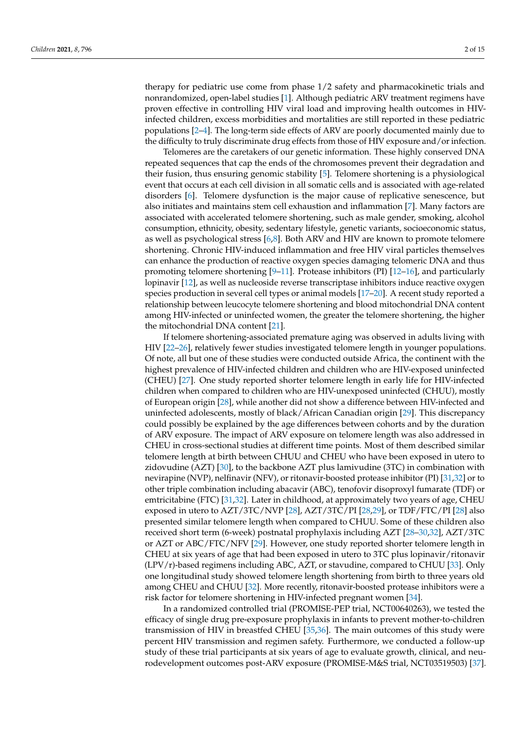therapy for pediatric use come from phase 1/2 safety and pharmacokinetic trials and nonrandomized, open-label studies [1]. Although pediatric ARV treatment regimens have proven effective in controlling HIV viral load and improving health outcomes in HIV-infected children, excess morbidities and mortalities are still reported in these pediatric populations [2–4]. The long-term side effects of ARV are poorly documented mainly due to the difficulty to truly discriminate drug effects from those of HIV exposure and/or infection.

Telomeres are the caretakers of our genetic information. These highly conserved DNA repeated sequences that cap the ends of the chromosomes prevent their degradation and their fusion, thus ensuring genomic stability [5]. Telomere shortening is a physiological event that occurs at each cell division in all somatic cells and is associated with age-related disorders [6]. Telomere dysfunction is the major cause of replicative senescence, but also initiates and maintains stem cell exhaustion and inflammation [7]. Many factors are associated with accelerated telomere shortening, such as male gender, smoking, alcohol consumption, ethnicity, obesity, sedentary lifestyle, genetic variants, socioeconomic status, as well as psychological stress [6,8]. Both ARV and HIV are known to promote telomere shortening. Chronic HIV-induced inflammation and free HIV viral particles themselves can enhance the production of reactive oxygen species damaging telomeric DNA and thus promoting telomere shortening [9–11]. Protease inhibitors (PI) [12–16], and particularly lopinavir [12], as well as nucleoside reverse transcriptase inhibitors induce reactive oxygen species production in several cell types or animal models [17–20]. A recent study reported a relationship between leucocyte telomere shortening and blood mitochondrial DNA content among HIV-infected or uninfected women, the greater the telomere shortening, the higher the mitochondrial DNA content [21].

If telomere shortening-associated premature aging was observed in adults living with HIV [22–26], relatively fewer studies investigated telomere length in younger populations. Of note, all but one of these studies were conducted outside Africa, the continent with the highest prevalence of HIV-infected children and children who are HIV-exposed uninfected (CHEU) [27]. One study reported shorter telomere length in early life for HIV-infected children when compared to children who are HIV-unexposed uninfected (CHUU), mostly of European origin [28], while another did not show a difference between HIV-infected and uninfected adolescents, mostly of black/African Canadian origin [29]. This discrepancy could possibly be explained by the age differences between cohorts and by the duration of ARV exposure. The impact of ARV exposure on telomere length was also addressed in CHEU in cross-sectional studies at different time points. Most of them described similar telomere length at birth between CHUU and CHEU who have been exposed in utero to zidovudine (AZT) [30], to the backbone AZT plus lamivudine (3TC) in combination with nevirapine (NVP), nelfinavir (NFV), or ritonavir-boosted protease inhibitor (PI) [31,32] or to other triple combination including abacavir (ABC), tenofovir disoproxyl fumarate (TDF) or emtricitabine (FTC) [31,32]. Later in childhood, at approximately two years of age, CHEU exposed in utero to AZT/3TC/NVP [28], AZT/3TC/PI [28,29], or TDF/FTC/PI [28] also presented similar telomere length when compared to CHUU. Some of these children also received short term (6-week) postnatal prophylaxis including AZT [28–30,32], AZT/3TC or AZT or ABC/FTC/NFV [29]. However, one study reported shorter telomere length in CHEU at six years of age that had been exposed in utero to 3TC plus lopinavir/ritonavir (LPV/r)-based regimens including ABC, AZT, or stavudine, compared to CHUU [33]. Only one longitudinal study showed telomere length shortening from birth to three years old among CHEU and CHUU [32]. More recently, ritonavir-boosted protease inhibitors were a risk factor for telomere shortening in HIV-infected pregnant women [34].

In a randomized controlled trial (PROMISE-PEP trial, NCT00640263), we tested the efficacy of single drug pre-exposure prophylaxis in infants to prevent mother-to-children transmission of HIV in breastfed CHEU [35,36]. The main outcomes of this study were percent HIV transmission and regimen safety. Furthermore, we conducted a follow-up study of these trial participants at six years of age to evaluate growth, clinical, and neurodevelopment outcomes post-ARV exposure (PROMISE-M&S trial, NCT03519503) [37].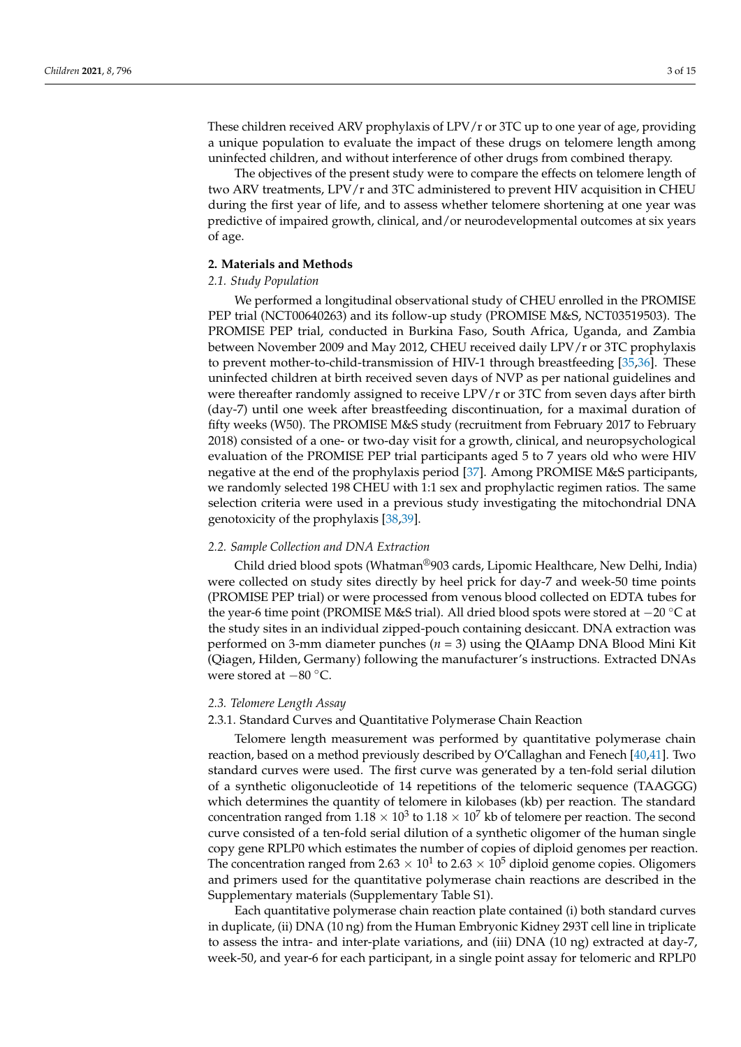These children received ARV prophylaxis of LPV/r or 3TC up to one year of age, providing a unique population to evaluate the impact of these drugs on telomere length among uninfected children, and without interference of other drugs from combined therapy.

The objectives of the present study were to compare the effects on telomere length of two ARV treatments, LPV/r and 3TC administered to prevent HIV acquisition in CHEU during the first year of life, and to assess whether telomere shortening at one year was predictive of impaired growth, clinical, and/or neurodevelopmental outcomes at six years of age.

## 2. Materials and Methods

### 2.1. Study Population

We performed a longitudinal observational study of CHEU enrolled in the PROMISE PEP trial (NCT00640263) and its follow-up study (PROMISE M&S, NCT03519503). The PROMISE PEP trial, conducted in Burkina Faso, South Africa, Uganda, and Zambia between November 2009 and May 2012, CHEU received daily LPV/r or 3TC prophylaxis to prevent mother-to-child-transmission of HIV-1 through breastfeeding [35,36]. These uninfected children at birth received seven days of NVP as per national guidelines and were thereafter randomly assigned to receive LPV/r or 3TC from seven days after birth (day-7) until one week after breastfeeding discontinuation, for a maximal duration of fifty weeks (W50). The PROMISE M&S study (recruitment from February 2017 to February 2018) consisted of a one- or two-day visit for a growth, clinical, and neuropsychological evaluation of the PROMISE PEP trial participants aged 5 to 7 years old who were HIV negative at the end of the prophylaxis period [37]. Among PROMISE M&S participants, we randomly selected 198 CHEU with 1:1 sex and prophylactic regimen ratios. The same selection criteria were used in a previous study investigating the mitochondrial DNA genotoxicity of the prophylaxis [38,39].

### 2.2. Sample Collection and DNA Extraction

Child dried blood spots (Whatman®903 cards, Lipomic Healthcare, New Delhi, India) were collected on study sites directly by heel prick for day-7 and week-50 time points (PROMISE PEP trial) or were processed from venous blood collected on EDTA tubes for the year-6 time point (PROMISE M&S trial). All dried blood spots were stored at −20 °C at the study sites in an individual zipped-pouch containing desiccant. DNA extraction was performed on 3-mm diameter punches ($n$ = 3) using the QIAmp DNA Blood Mini Kit (Qiagen, Hilden, Germany) following the manufacturer's instructions. Extracted DNAs were stored at −80 °C.

### 2.3. Telomere Length Assay

#### 2.3.1. Standard Curves and Quantitative Polymerase Chain Reaction

Telomere length measurement was performed by quantitative polymerase chain reaction, based on a method previously described by O'Callaghan and Fenech [40,41]. Two standard curves were used. The first curve was generated by a ten-fold serial dilution of a synthetic oligonucleotide of 14 repetitions of the telomeric sequence (TAAGGG) which determines the quantity of telomere in kilobases (kb) per reaction. The standard concentration ranged from $1.18 \times 10^3$ to $1.18 \times 10^7$ kb of telomere per reaction. The second curve consisted of a ten-fold serial dilution of a synthetic oligomer of the human single copy gene RPLP0 which estimates the number of copies of diploid genomes per reaction. The concentration ranged from $2.63 \times 10^1$ to $2.63 \times 10^5$ diploid genome copies. Oligomers and primers used for the quantitative polymerase chain reactions are described in the Supplementary materials (Supplementary Table S1).

Each quantitative polymerase chain reaction plate contained (i) both standard curves in duplicate, (ii) DNA (10 ng) from the Human Embryonic Kidney 293T cell line in triplicate to assess the intra- and inter-plate variations, and (iii) DNA (10 ng) extracted at day-7, week-50, and year-6 for each participant, in a single point assay for telomeric and RPLP0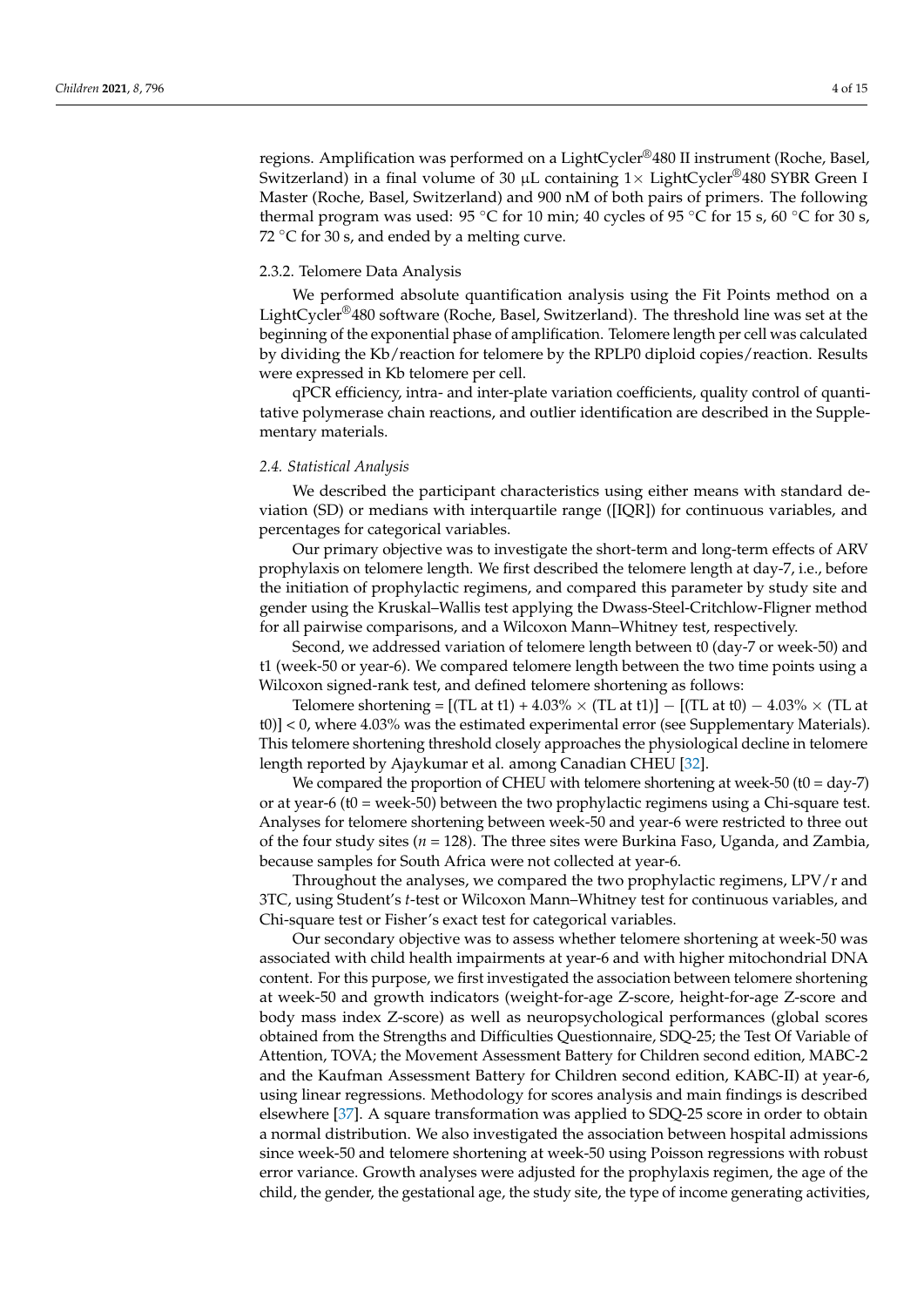regions. Amplification was performed on a LightCycler®480 II instrument (Roche, Basel, Switzerland) in a final volume of 30 µL containing 1× LightCycler®480 SYBR Green I Master (Roche, Basel, Switzerland) and 900 nM of both pairs of primers. The following thermal program was used: 95 °C for 10 min; 40 cycles of 95 °C for 15 s, 60 °C for 30 s, 72 °C for 30 s, and ended by a melting curve.

#### 2.3.2. Telomere Data Analysis

We performed absolute quantification analysis using the Fit Points method on a LightCycler®480 software (Roche, Basel, Switzerland). The threshold line was set at the beginning of the exponential phase of amplification. Telomere length per cell was calculated by dividing the Kb/reaction for telomere by the RPLP0 diploid copies/reaction. Results were expressed in Kb telomere per cell.

qPCR efficiency, intra- and inter-plate variation coefficients, quality control of quantitative polymerase chain reactions, and outlier identification are described in the Supplementary materials.

### *2.4. Statistical Analysis*

We described the participant characteristics using either means with standard deviation (SD) or medians with interquartile range ([IQR]) for continuous variables, and percentages for categorical variables.

Our primary objective was to investigate the short-term and long-term effects of ARV prophylaxis on telomere length. We first described the telomere length at day-7, i.e., before the initiation of prophylactic regimens, and compared this parameter by study site and gender using the Kruskal–Wallis test applying the Dwass-Steel-Critchlow-Fligner method for all pairwise comparisons, and a Wilcoxon Mann–Whitney test, respectively.

Second, we addressed variation of telomere length between t0 (day-7 or week-50) and t1 (week-50 or year-6). We compared telomere length between the two time points using a Wilcoxon signed-rank test, and defined telomere shortening as follows:

Telomere shortening = [(TL at t1) + 4.03% × (TL at t1)] − [(TL at t0) − 4.03% × (TL at t0)] < 0, where 4.03% was the estimated experimental error (see Supplementary Materials). This telomere shortening threshold closely approaches the physiological decline in telomere length reported by Ajaykumar et al. among Canadian CHEU [32].

We compared the proportion of CHEU with telomere shortening at week-50 (t0 = day-7) or at year-6 (t0 = week-50) between the two prophylactic regimens using a Chi-square test. Analyses for telomere shortening between week-50 and year-6 were restricted to three out of the four study sites (*n* = 128). The three sites were Burkina Faso, Uganda, and Zambia, because samples for South Africa were not collected at year-6.

Throughout the analyses, we compared the two prophylactic regimens, LPV/r and 3TC, using Student's *t*-test or Wilcoxon Mann–Whitney test for continuous variables, and Chi-square test or Fisher's exact test for categorical variables.

Our secondary objective was to assess whether telomere shortening at week-50 was associated with child health impairments at year-6 and with higher mitochondrial DNA content. For this purpose, we first investigated the association between telomere shortening at week-50 and growth indicators (weight-for-age Z-score, height-for-age Z-score and body mass index Z-score) as well as neuropsychological performances (global scores obtained from the Strengths and Difficulties Questionnaire, SDQ-25; the Test Of Variable of Attention, TOVA; the Movement Assessment Battery for Children second edition, MABC-2 and the Kaufman Assessment Battery for Children second edition, KABC-II) at year-6, using linear regressions. Methodology for scores analysis and main findings is described elsewhere [37]. A square transformation was applied to SDQ-25 score in order to obtain a normal distribution. We also investigated the association between hospital admissions since week-50 and telomere shortening at week-50 using Poisson regressions with robust error variance. Growth analyses were adjusted for the prophylaxis regimen, the age of the child, the gender, the gestational age, the study site, the type of income generating activities,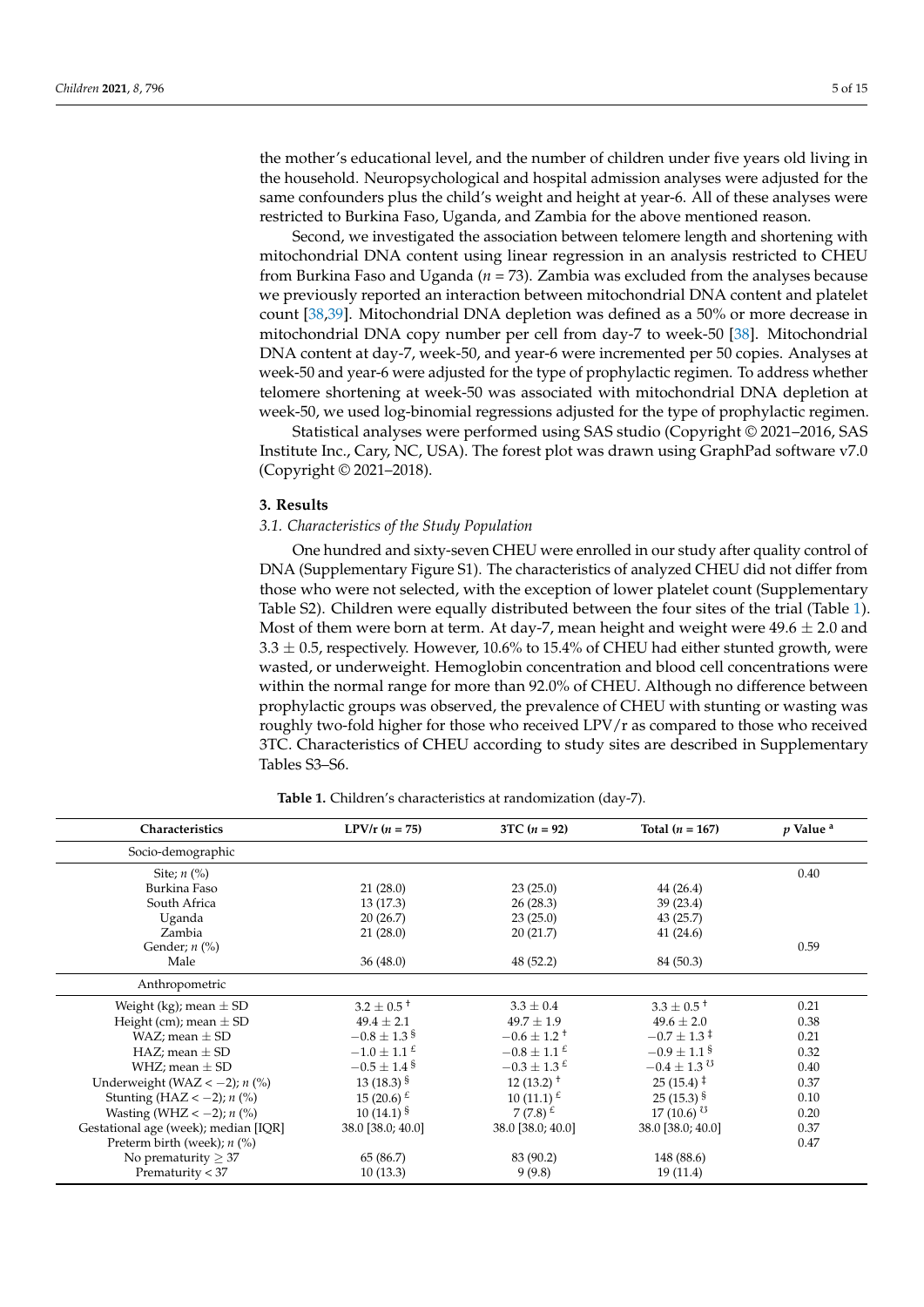the mother's educational level, and the number of children under five years old living in the household. Neuropsychological and hospital admission analyses were adjusted for the same confounders plus the child's weight and height at year-6. All of these analyses were restricted to Burkina Faso, Uganda, and Zambia for the above mentioned reason.

Second, we investigated the association between telomere length and shortening with mitochondrial DNA content using linear regression in an analysis restricted to CHEU from Burkina Faso and Uganda ($n = 73$). Zambia was excluded from the analyses because we previously reported an interaction between mitochondrial DNA content and platelet count [38,39]. Mitochondrial DNA depletion was defined as a 50% or more decrease in mitochondrial DNA copy number per cell from day-7 to week-50 [38]. Mitochondrial DNA content at day-7, week-50, and year-6 were incremented per 50 copies. Analyses at week-50 and year-6 were adjusted for the type of prophylactic regimen. To address whether telomere shortening at week-50 was associated with mitochondrial DNA depletion at week-50, we used log-binomial regressions adjusted for the type of prophylactic regimen.

Statistical analyses were performed using SAS studio (Copyright © 2021–2016, SAS Institute Inc., Cary, NC, USA). The forest plot was drawn using GraphPad software v7.0 (Copyright © 2021–2018).

## 3. Results

### 3.1. Characteristics of the Study Population

One hundred and sixty-seven CHEU were enrolled in our study after quality control of DNA (Supplementary Figure S1). The characteristics of analyzed CHEU did not differ from those who were not selected, with the exception of lower platelet count (Supplementary Table S2). Children were equally distributed between the four sites of the trial (Table 1). Most of them were born at term. At day-7, mean height and weight were $49.6 \pm 2.0$ and $3.3 \pm 0.5$, respectively. However, 10.6% to 15.4% of CHEU had either stunted growth, were wasted, or underweight. Hemoglobin concentration and blood cell concentrations were within the normal range for more than 92.0% of CHEU. Although no difference between prophylactic groups was observed, the prevalence of CHEU with stunting or wasting was roughly two-fold higher for those who received LPV/r as compared to those who received 3TC. Characteristics of CHEU according to study sites are described in Supplementary Tables S3–S6.

**Table 1.** Children's characteristics at randomization (day-7).

| Characteristics | LPV/r ($n = 75$) | 3TC ($n = 92$) | Total ($n = 167$) | $p$ Value [a] |
|---|---|---|---|---|
| Socio-demographic | | | | |
| Site; $n$ (%) | | | | 0.40 |
| Burkina Faso | 21 (28.0) | 23 (25.0) | 44 (26.4) | |
| South Africa | 13 (17.3) | 26 (28.3) | 39 (23.4) | |
| Uganda | 20 (26.7) | 23 (25.0) | 43 (25.7) | |
| Zambia | 21 (28.0) | 20 (21.7) | 41 (24.6) | |
| Gender; $n$ (%) | | | | 0.59 |
| Male | 36 (48.0) | 48 (52.2) | 84 (50.3) | |
| Anthropometric | | | | |
| Weight (kg); mean ± SD | 3.2 ± 0.5 [†] | 3.3 ± 0.4 | 3.3 ± 0.5 [†] | 0.21 |
| Height (cm); mean ± SD | 49.4 ± 2.1 | 49.7 ± 1.9 | 49.6 ± 2.0 | 0.38 |
| WAZ; mean ± SD | −0.8 ± 1.3 [§] | −0.6 ± 1.2 [†] | −0.7 ± 1.3 [‡] | 0.21 |
| HAZ; mean ± SD | −1.0 ± 1.1 [£] | −0.8 ± 1.1 [£] | −0.9 ± 1.1 [§] | 0.32 |
| WHZ; mean ± SD | −0.5 ± 1.4 [§] | −0.3 ± 1.3 [£] | −0.4 ± 1.3 [ʊ] | 0.40 |
| Underweight (WAZ < −2); $n$ (%) | 13 (18.3) [§] | 12 (13.2) [†] | 25 (15.4) [‡] | 0.37 |
| Stunting (HAZ < −2); $n$ (%) | 15 (20.6) [£] | 10 (11.1) [£] | 25 (15.3) [§] | 0.10 |
| Wasting (WHZ < −2); $n$ (%) | 10 (14.1) [§] | 7 (7.8) [£] | 17 (10.6) [ʊ] | 0.20 |
| Gestational age (week); median [IQR] | 38.0 [38.0; 40.0] | 38.0 [38.0; 40.0] | 38.0 [38.0; 40.0] | 0.37 |
| Preterm birth (week); $n$ (%) | | | | 0.47 |
| No prematurity ≥ 37 | 65 (86.7) | 83 (90.2) | 148 (88.6) | |
| Prematurity < 37 | 10 (13.3) | 9 (9.8) | 19 (11.4) | |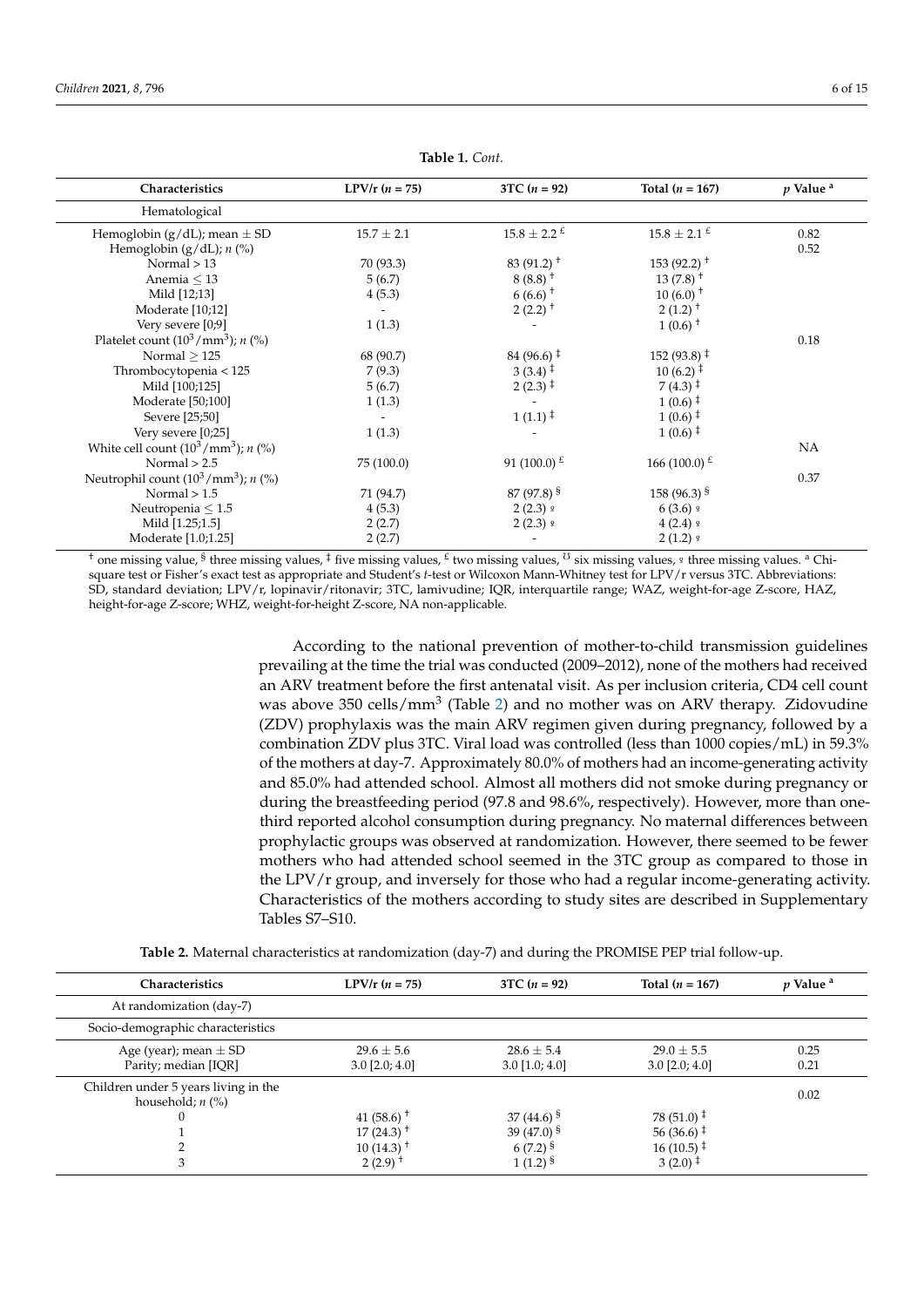**Table 1.** *Cont.*

| Characteristics | LPV/r (*n* = 75) | 3TC (*n* = 92) | Total (*n* = 167) | *p* Value [a] |
|---|---|---|---|---|
| Hematological | | | | |
| Hemoglobin (g/dL); mean ± SD | 15.7 ± 2.1 | 15.8 ± 2.2 [£] | 15.8 ± 2.1 [£] | 0.82 |
| Hemoglobin (g/dL); *n* (%) | | | | 0.52 |
| Normal > 13 | 70 (93.3) | 83 (91.2) [†] | 153 (92.2) [†] | |
| Anemia ≤ 13 | 5 (6.7) | 8 (8.8) [†] | 13 (7.8) [†] | |
| Mild [12;13] | 4 (5.3) | 6 (6.6) [†] | 10 (6.0) [†] | |
| Moderate [10;12] | - | 2 (2.2) [†] | 2 (1.2) [†] | |
| Very severe [0;9] | 1 (1.3) | - | 1 (0.6) [†] | |
| Platelet count ($10^3$/mm$^3$); *n* (%) | | | | 0.18 |
| Normal ≥ 125 | 68 (90.7) | 84 (96.6) [‡] | 152 (93.8) [‡] | |
| Thrombocytopenia < 125 | 7 (9.3) | 3 (3.4) [‡] | 10 (6.2) [‡] | |
| Mild [100;125] | 5 (6.7) | 2 (2.3) [‡] | 7 (4.3) [‡] | |
| Moderate [50;100] | 1 (1.3) | - | 1 (0.6) [‡] | |
| Severe [25;50] | - | 1 (1.1) [‡] | 1 (0.6) [‡] | |
| Very severe [0;25] | 1 (1.3) | - | 1 (0.6) [‡] | |
| White cell count ($10^3$/mm$^3$); *n* (%) | | | | NA |
| Normal > 2.5 | 75 (100.0) | 91 (100.0) [£] | 166 (100.0) [£] | |
| Neutrophil count ($10^3$/mm$^3$); *n* (%) | | | | 0.37 |
| Normal > 1.5 | 71 (94.7) | 87 (97.8) [§] | 158 (96.3) [§] | |
| Neutropenia ≤ 1.5 | 4 (5.3) | 2 (2.3) [♀] | 6 (3.6) [♀] | |
| Mild [1.25;1.5] | 2 (2.7) | 2 (2.3) [♀] | 4 (2.4) [♀] | |
| Moderate [1.0;1.25] | 2 (2.7) | - | 2 (1.2) [♀] | |

[†] one missing value, [§] three missing values, [‡] five missing values, [£] two missing values, [Ʊ] six missing values, [♀] three missing values. [a] Chi-square test or Fisher's exact test as appropriate and Student's *t*-test or Wilcoxon Mann-Whitney test for LPV/r versus 3TC. Abbreviations: SD, standard deviation; LPV/r, lopinavir/ritonavir; 3TC, lamivudine; IQR, interquartile range; WAZ, weight-for-age Z-score, HAZ, height-for-age Z-score; WHZ, weight-for-height Z-score, NA non-applicable.

According to the national prevention of mother-to-child transmission guidelines prevailing at the time the trial was conducted (2009–2012), none of the mothers had received an ARV treatment before the first antenatal visit. As per inclusion criteria, CD4 cell count was above 350 cells/mm$^3$ (Table 2) and no mother was on ARV therapy. Zidovudine (ZDV) prophylaxis was the main ARV regimen given during pregnancy, followed by a combination ZDV plus 3TC. Viral load was controlled (less than 1000 copies/mL) in 59.3% of the mothers at day-7. Approximately 80.0% of mothers had an income-generating activity and 85.0% had attended school. Almost all mothers did not smoke during pregnancy or during the breastfeeding period (97.8 and 98.6%, respectively). However, more than one-third reported alcohol consumption during pregnancy. No maternal differences between prophylactic groups was observed at randomization. However, there seemed to be fewer mothers who had attended school seemed in the 3TC group as compared to those in the LPV/r group, and inversely for those who had a regular income-generating activity. Characteristics of the mothers according to study sites are described in Supplementary Tables S7–S10.

**Table 2.** Maternal characteristics at randomization (day-7) and during the PROMISE PEP trial follow-up.

| Characteristics | LPV/r (*n* = 75) | 3TC (*n* = 92) | Total (*n* = 167) | *p* Value [a] |
|---|---|---|---|---|
| At randomization (day-7) | | | | |
| Socio-demographic characteristics | | | | |
| Age (year); mean ± SD | 29.6 ± 5.6 | 28.6 ± 5.4 | 29.0 ± 5.5 | 0.25 |
| Parity; median [IQR] | 3.0 [2.0; 4.0] | 3.0 [1.0; 4.0] | 3.0 [2.0; 4.0] | 0.21 |
| Children under 5 years living in the household; *n* (%) | | | | 0.02 |
| 0 | 41 (58.6) [†] | 37 (44.6) [§] | 78 (51.0) [‡] | |
| 1 | 17 (24.3) [†] | 39 (47.0) [§] | 56 (36.6) [‡] | |
| 2 | 10 (14.3) [†] | 6 (7.2) [§] | 16 (10.5) [‡] | |
| 3 | 2 (2.9) [†] | 1 (1.2) [§] | 3 (2.0) [‡] | |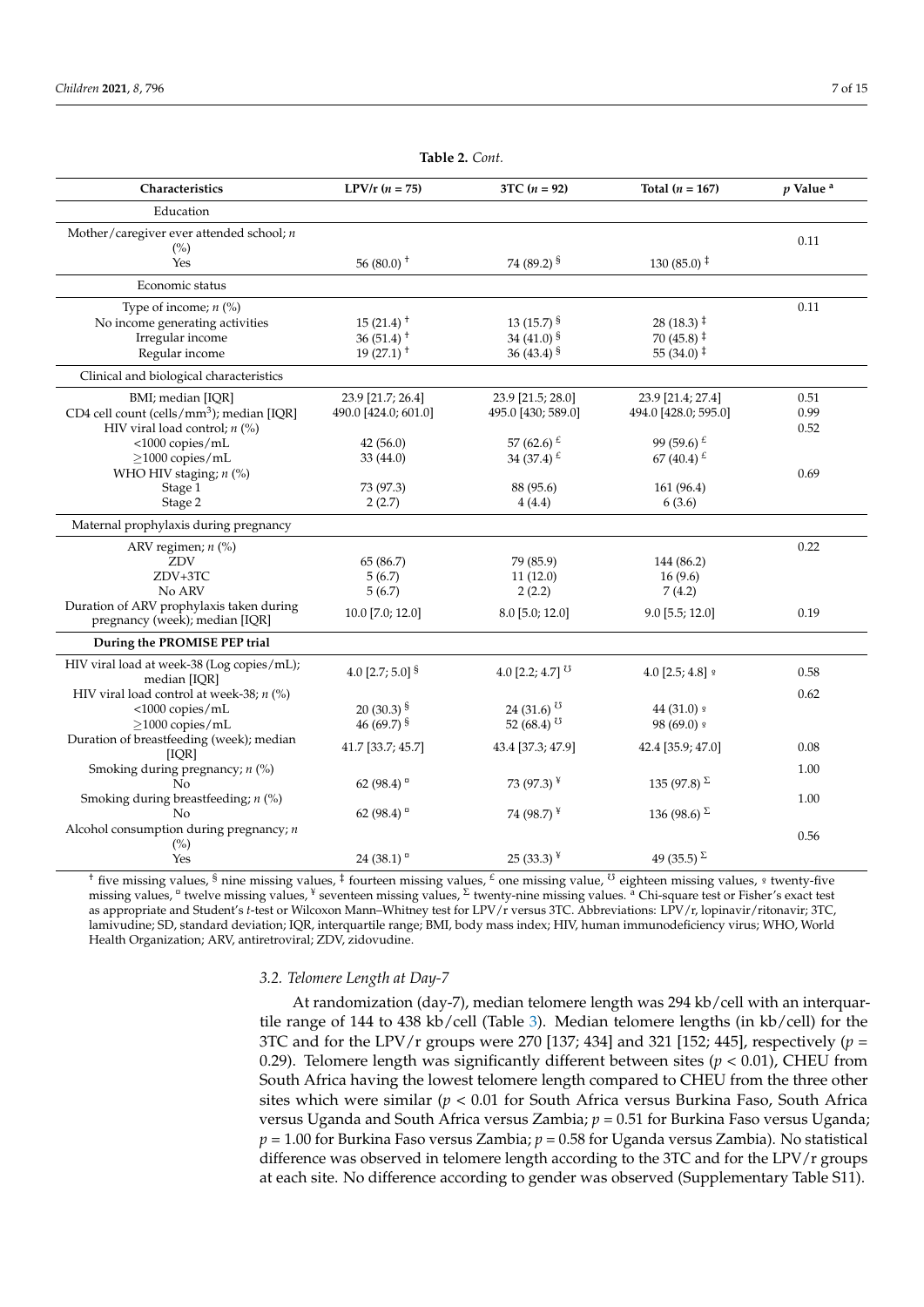**Table 2.** *Cont.*

| Characteristics | LPV/r (*n* = 75) | 3TC (*n* = 92) | Total (*n* = 167) | *p* Value [a] |
|---|---|---|---|---|
| Education | | | | |
| Mother/caregiver ever attended school; *n* (%) | | | | 0.11 |
| Yes | 56 (80.0) [†] | 74 (89.2) [§] | 130 (85.0) [‡] | |
| Economic status | | | | |
| Type of income; *n* (%) | | | | 0.11 |
| No income generating activities | 15 (21.4) [†] | 13 (15.7) [§] | 28 (18.3) [‡] | |
| Irregular income | 36 (51.4) [†] | 34 (41.0) [§] | 70 (45.8) [‡] | |
| Regular income | 19 (27.1) [†] | 36 (43.4) [§] | 55 (34.0) [‡] | |
| Clinical and biological characteristics | | | | |
| BMI; median [IQR] | 23.9 [21.7; 26.4] | 23.9 [21.5; 28.0] | 23.9 [21.4; 27.4] | 0.51 |
| CD4 cell count (cells/mm$^3$); median [IQR] | 490.0 [424.0; 601.0] | 495.0 [430; 589.0] | 494.0 [428.0; 595.0] | 0.99 |
| HIV viral load control; *n* (%) | | | | 0.52 |
| <1000 copies/mL | 42 (56.0) | 57 (62.6) [£] | 99 (59.6) [£] | |
| ≥1000 copies/mL | 33 (44.0) | 34 (37.4) [£] | 67 (40.4) [£] | |
| WHO HIV staging; *n* (%) | | | | 0.69 |
| Stage 1 | 73 (97.3) | 88 (95.6) | 161 (96.4) | |
| Stage 2 | 2 (2.7) | 4 (4.4) | 6 (3.6) | |
| Maternal prophylaxis during pregnancy | | | | |
| ARV regimen; *n* (%) | | | | 0.22 |
| ZDV | 65 (86.7) | 79 (85.9) | 144 (86.2) | |
| ZDV+3TC | 5 (6.7) | 11 (12.0) | 16 (9.6) | |
| No ARV | 5 (6.7) | 2 (2.2) | 7 (4.2) | |
| Duration of ARV prophylaxis taken during pregnancy (week); median [IQR] | 10.0 [7.0; 12.0] | 8.0 [5.0; 12.0] | 9.0 [5.5; 12.0] | 0.19 |
| **During the PROMISE PEP trial** | | | | |
| HIV viral load at week-38 (Log copies/mL); median [IQR] | 4.0 [2.7; 5.0] [§] | 4.0 [2.2; 4.7] [ʊ] | 4.0 [2.5; 4.8] [♀] | 0.58 |
| HIV viral load control at week-38; *n* (%) | | | | 0.62 |
| <1000 copies/mL | 20 (30.3) [§] | 24 (31.6) [ʊ] | 44 (31.0) [♀] | |
| ≥1000 copies/mL | 46 (69.7) [§] | 52 (68.4) [ʊ] | 98 (69.0) [♀] | |
| Duration of breastfeeding (week); median [IQR] | 41.7 [33.7; 45.7] | 43.4 [37.3; 47.9] | 42.4 [35.9; 47.0] | 0.08 |
| Smoking during pregnancy; *n* (%) | | | | 1.00 |
| No | 62 (98.4) [¤] | 73 (97.3) [¥] | 135 (97.8) [Σ] | |
| Smoking during breastfeeding; *n* (%) | | | | 1.00 |
| No | 62 (98.4) [¤] | 74 (98.7) [¥] | 136 (98.6) [Σ] | |
| Alcohol consumption during pregnancy; *n* (%) | | | | 0.56 |
| Yes | 24 (38.1) [¤] | 25 (33.3) [¥] | 49 (35.5) [Σ] | |

[†] five missing values, [§] nine missing values, [‡] fourteen missing values, [£] one missing value, [ʊ] eighteen missing values, [♀] twenty-five missing values, [¤] twelve missing values, [¥] seventeen missing values, [Σ] twenty-nine missing values. [a] Chi-square test or Fisher's exact test as appropriate and Student's *t*-test or Wilcoxon Mann–Whitney test for LPV/r versus 3TC. Abbreviations: LPV/r, lopinavir/ritonavir; 3TC, lamivudine; SD, standard deviation; IQR, interquartile range; BMI, body mass index; HIV, human immunodeficiency virus; WHO, World Health Organization; ARV, antiretroviral; ZDV, zidovudine.

### *3.2. Telomere Length at Day-7*

At randomization (day-7), median telomere length was 294 kb/cell with an interquartile range of 144 to 438 kb/cell (Table 3). Median telomere lengths (in kb/cell) for the 3TC and for the LPV/r groups were 270 [137; 434] and 321 [152; 445], respectively ($p$ = 0.29). Telomere length was significantly different between sites ($p < 0.01$), CHEU from South Africa having the lowest telomere length compared to CHEU from the three other sites which were similar ($p < 0.01$ for South Africa versus Burkina Faso, South Africa versus Uganda and South Africa versus Zambia; $p = 0.51$ for Burkina Faso versus Uganda; $p = 1.00$ for Burkina Faso versus Zambia; $p = 0.58$ for Uganda versus Zambia). No statistical difference was observed in telomere length according to the 3TC and for the LPV/r groups at each site. No difference according to gender was observed (Supplementary Table S11).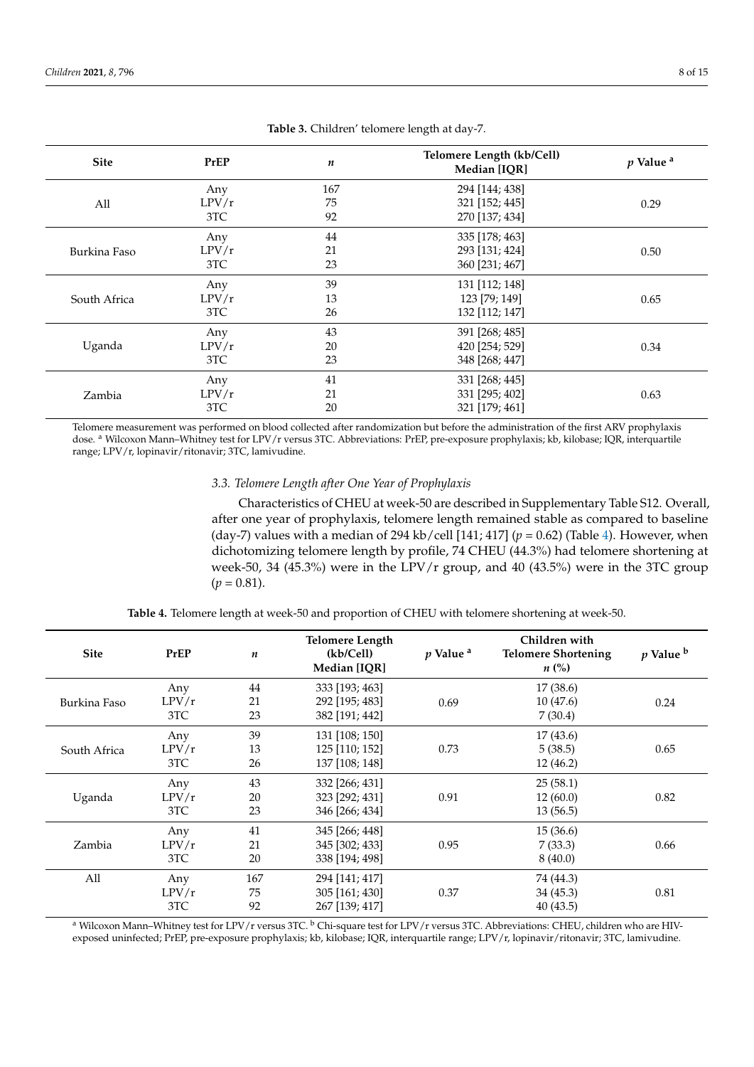**Table 3.** Children' telomere length at day-7.

| Site | PrEP | $n$ | Telomere Length (kb/Cell) Median [IQR] | $p$ Value [a] |
|---|---|---|---|---|
| All | Any | 167 | 294 [144; 438] | 0.29 |
| | LPV/r | 75 | 321 [152; 445] | |
| | 3TC | 92 | 270 [137; 434] | |
| Burkina Faso | Any | 44 | 335 [178; 463] | 0.50 |
| | LPV/r | 21 | 293 [131; 424] | |
| | 3TC | 23 | 360 [231; 467] | |
| South Africa | Any | 39 | 131 [112; 148] | 0.65 |
| | LPV/r | 13 | 123 [79; 149] | |
| | 3TC | 26 | 132 [112; 147] | |
| Uganda | Any | 43 | 391 [268; 485] | 0.34 |
| | LPV/r | 20 | 420 [254; 529] | |
| | 3TC | 23 | 348 [268; 447] | |
| Zambia | Any | 41 | 331 [268; 445] | 0.63 |
| | LPV/r | 21 | 331 [295; 402] | |
| | 3TC | 20 | 321 [179; 461] | |

Telomere measurement was performed on blood collected after randomization but before the administration of the first ARV prophylaxis dose. [a] Wilcoxon Mann–Whitney test for LPV/r versus 3TC. Abbreviations: PrEP, pre-exposure prophylaxis; kb, kilobase; IQR, interquartile range; LPV/r, lopinavir/ritonavir; 3TC, lamivudine.

### *3.3. Telomere Length after One Year of Prophylaxis*

Characteristics of CHEU at week-50 are described in Supplementary Table S12. Overall, after one year of prophylaxis, telomere length remained stable as compared to baseline (day-7) values with a median of 294 kb/cell [141; 417] ($p = 0.62$) (Table 4). However, when dichotomizing telomere length by profile, 74 CHEU (44.3%) had telomere shortening at week-50, 34 (45.3%) were in the LPV/r group, and 40 (43.5%) were in the 3TC group ($p = 0.81$).

**Table 4.** Telomere length at week-50 and proportion of CHEU with telomere shortening at week-50.

| Site | PrEP | $n$ | Telomere Length (kb/Cell) Median [IQR] | $p$ Value [a] | Children with Telomere Shortening $n$ (%) | $p$ Value [b] |
|---|---|---|---|---|---|---|
| Burkina Faso | Any | 44 | 333 [193; 463] | 0.69 | 17 (38.6) | 0.24 |
| | LPV/r | 21 | 292 [195; 483] | | 10 (47.6) | |
| | 3TC | 23 | 382 [191; 442] | | 7 (30.4) | |
| South Africa | Any | 39 | 131 [108; 150] | 0.73 | 17 (43.6) | 0.65 |
| | LPV/r | 13 | 125 [110; 152] | | 5 (38.5) | |
| | 3TC | 26 | 137 [108; 148] | | 12 (46.2) | |
| Uganda | Any | 43 | 332 [266; 431] | 0.91 | 25 (58.1) | 0.82 |
| | LPV/r | 20 | 323 [292; 431] | | 12 (60.0) | |
| | 3TC | 23 | 346 [266; 434] | | 13 (56.5) | |
| Zambia | Any | 41 | 345 [266; 448] | 0.95 | 15 (36.6) | 0.66 |
| | LPV/r | 21 | 345 [302; 433] | | 7 (33.3) | |
| | 3TC | 20 | 338 [194; 498] | | 8 (40.0) | |
| All | Any | 167 | 294 [141; 417] | 0.37 | 74 (44.3) | 0.81 |
| | LPV/r | 75 | 305 [161; 430] | | 34 (45.3) | |
| | 3TC | 92 | 267 [139; 417] | | 40 (43.5) | |

[a] Wilcoxon Mann–Whitney test for LPV/r versus 3TC. [b] Chi-square test for LPV/r versus 3TC. Abbreviations: CHEU, children who are HIV-exposed uninfected; PrEP, pre-exposure prophylaxis; kb, kilobase; IQR, interquartile range; LPV/r, lopinavir/ritonavir; 3TC, lamivudine.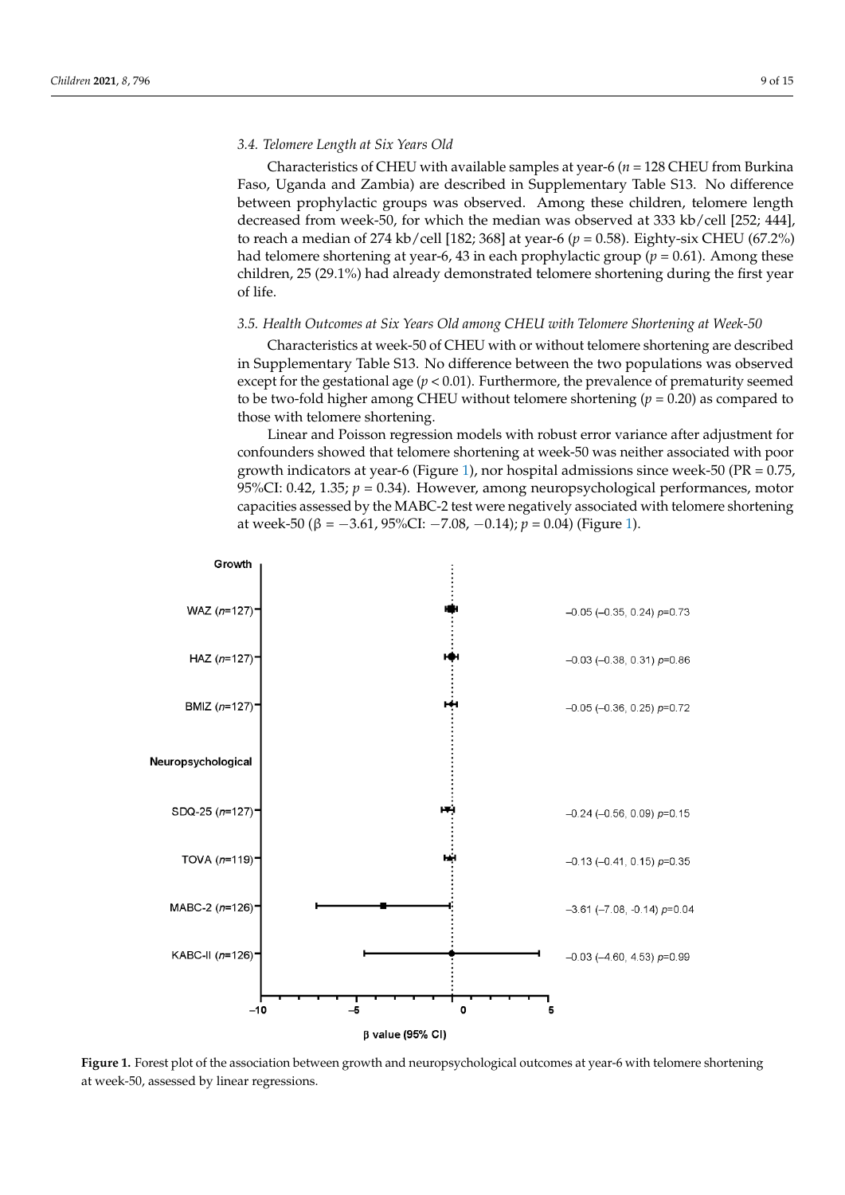### 3.4. Telomere Length at Six Years Old

Characteristics of CHEU with available samples at year-6 ($n$ = 128 CHEU from Burkina Faso, Uganda and Zambia) are described in Supplementary Table S13. No difference between prophylactic groups was observed. Among these children, telomere length decreased from week-50, for which the median was observed at 333 kb/cell [252; 444], to reach a median of 274 kb/cell [182; 368] at year-6 ($p$ = 0.58). Eighty-six CHEU (67.2%) had telomere shortening at year-6, 43 in each prophylactic group ($p$ = 0.61). Among these children, 25 (29.1%) had already demonstrated telomere shortening during the first year of life.

### 3.5. Health Outcomes at Six Years Old among CHEU with Telomere Shortening at Week-50

Characteristics at week-50 of CHEU with or without telomere shortening are described in Supplementary Table S13. No difference between the two populations was observed except for the gestational age ($p < 0.01$). Furthermore, the prevalence of prematurity seemed to be two-fold higher among CHEU without telomere shortening ($p$ = 0.20) as compared to those with telomere shortening.

Linear and Poisson regression models with robust error variance after adjustment for confounders showed that telomere shortening at week-50 was neither associated with poor growth indicators at year-6 (Figure 1), nor hospital admissions since week-50 (PR = 0.75, 95%CI: 0.42, 1.35; $p$ = 0.34). However, among neuropsychological performances, motor capacities assessed by the MABC-2 test were negatively associated with telomere shortening at week-50 (β = −3.61, 95%CI: −7.08, −0.14); $p$ = 0.04) (Figure 1).

| | β value (95% CI) |
|---|---|
| **Growth** | |
| WAZ ($n$=127) | −0.05 (−0.35, 0.24) $p$=0.73 |
| HAZ ($n$=127) | −0.03 (−0.38, 0.31) $p$=0.86 |
| BMIZ ($n$=127) | −0.05 (−0.36, 0.25) $p$=0.72 |
| **Neuropsychological** | |
| SDQ-25 ($n$=127) | −0.24 (−0.56, 0.09) $p$=0.15 |
| TOVA ($n$=119) | −0.13 (−0.41, 0.15) $p$=0.35 |
| MABC-2 ($n$=126) | −3.61 (−7.08, -0.14) $p$=0.04 |
| KABC-II ($n$=126) | −0.03 (−4.60, 4.53) $p$=0.99 |

**Figure 1.** Forest plot of the association between growth and neuropsychological outcomes at year-6 with telomere shortening at week-50, assessed by linear regressions.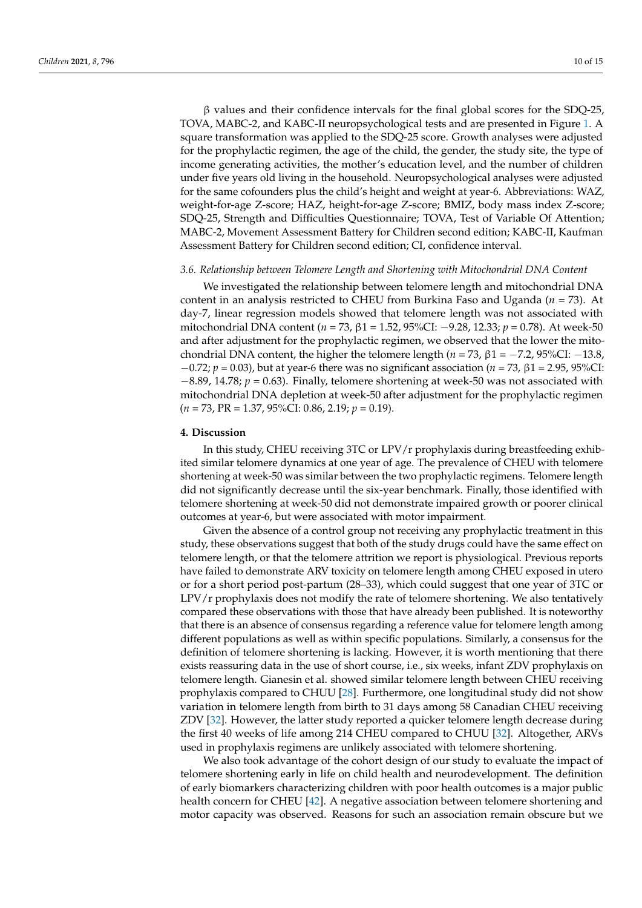β values and their confidence intervals for the final global scores for the SDQ-25, TOVA, MABC-2, and KABC-II neuropsychological tests and are presented in Figure 1. A square transformation was applied to the SDQ-25 score. Growth analyses were adjusted for the prophylactic regimen, the age of the child, the gender, the study site, the type of income generating activities, the mother's education level, and the number of children under five years old living in the household. Neuropsychological analyses were adjusted for the same cofounders plus the child's height and weight at year-6. Abbreviations: WAZ, weight-for-age Z-score; HAZ, height-for-age Z-score; BMIZ, body mass index Z-score; SDQ-25, Strength and Difficulties Questionnaire; TOVA, Test of Variable Of Attention; MABC-2, Movement Assessment Battery for Children second edition; KABC-II, Kaufman Assessment Battery for Children second edition; CI, confidence interval.

### *3.6. Relationship between Telomere Length and Shortening with Mitochondrial DNA Content*

We investigated the relationship between telomere length and mitochondrial DNA content in an analysis restricted to CHEU from Burkina Faso and Uganda ($n = 73$). At day-7, linear regression models showed that telomere length was not associated with mitochondrial DNA content ($n = 73$, $\beta1 = 1.52$, 95%CI: −9.28, 12.33; $p = 0.78$). At week-50 and after adjustment for the prophylactic regimen, we observed that the lower the mitochondrial DNA content, the higher the telomere length ($n = 73$, $\beta1 = -7.2$, 95%CI: −13.8, −0.72; $p = 0.03$), but at year-6 there was no significant association ($n = 73$, $\beta1 = 2.95$, 95%CI: −8.89, 14.78; $p = 0.63$). Finally, telomere shortening at week-50 was not associated with mitochondrial DNA depletion at week-50 after adjustment for the prophylactic regimen ($n = 73$, PR = 1.37, 95%CI: 0.86, 2.19; $p = 0.19$).

## 4. Discussion

In this study, CHEU receiving 3TC or LPV/r prophylaxis during breastfeeding exhibited similar telomere dynamics at one year of age. The prevalence of CHEU with telomere shortening at week-50 was similar between the two prophylactic regimens. Telomere length did not significantly decrease until the six-year benchmark. Finally, those identified with telomere shortening at week-50 did not demonstrate impaired growth or poorer clinical outcomes at year-6, but were associated with motor impairment.

Given the absence of a control group not receiving any prophylactic treatment in this study, these observations suggest that both of the study drugs could have the same effect on telomere length, or that the telomere attrition we report is physiological. Previous reports have failed to demonstrate ARV toxicity on telomere length among CHEU exposed in utero or for a short period post-partum (28–33), which could suggest that one year of 3TC or LPV/r prophylaxis does not modify the rate of telomere shortening. We also tentatively compared these observations with those that have already been published. It is noteworthy that there is an absence of consensus regarding a reference value for telomere length among different populations as well as within specific populations. Similarly, a consensus for the definition of telomere shortening is lacking. However, it is worth mentioning that there exists reassuring data in the use of short course, i.e., six weeks, infant ZDV prophylaxis on telomere length. Gianesin et al. showed similar telomere length between CHEU receiving prophylaxis compared to CHUU [28]. Furthermore, one longitudinal study did not show variation in telomere length from birth to 31 days among 58 Canadian CHEU receiving ZDV [32]. However, the latter study reported a quicker telomere length decrease during the first 40 weeks of life among 214 CHEU compared to CHUU [32]. Altogether, ARVs used in prophylaxis regimens are unlikely associated with telomere shortening.

We also took advantage of the cohort design of our study to evaluate the impact of telomere shortening early in life on child health and neurodevelopment. The definition of early biomarkers characterizing children with poor health outcomes is a major public health concern for CHEU [42]. A negative association between telomere shortening and motor capacity was observed. Reasons for such an association remain obscure but we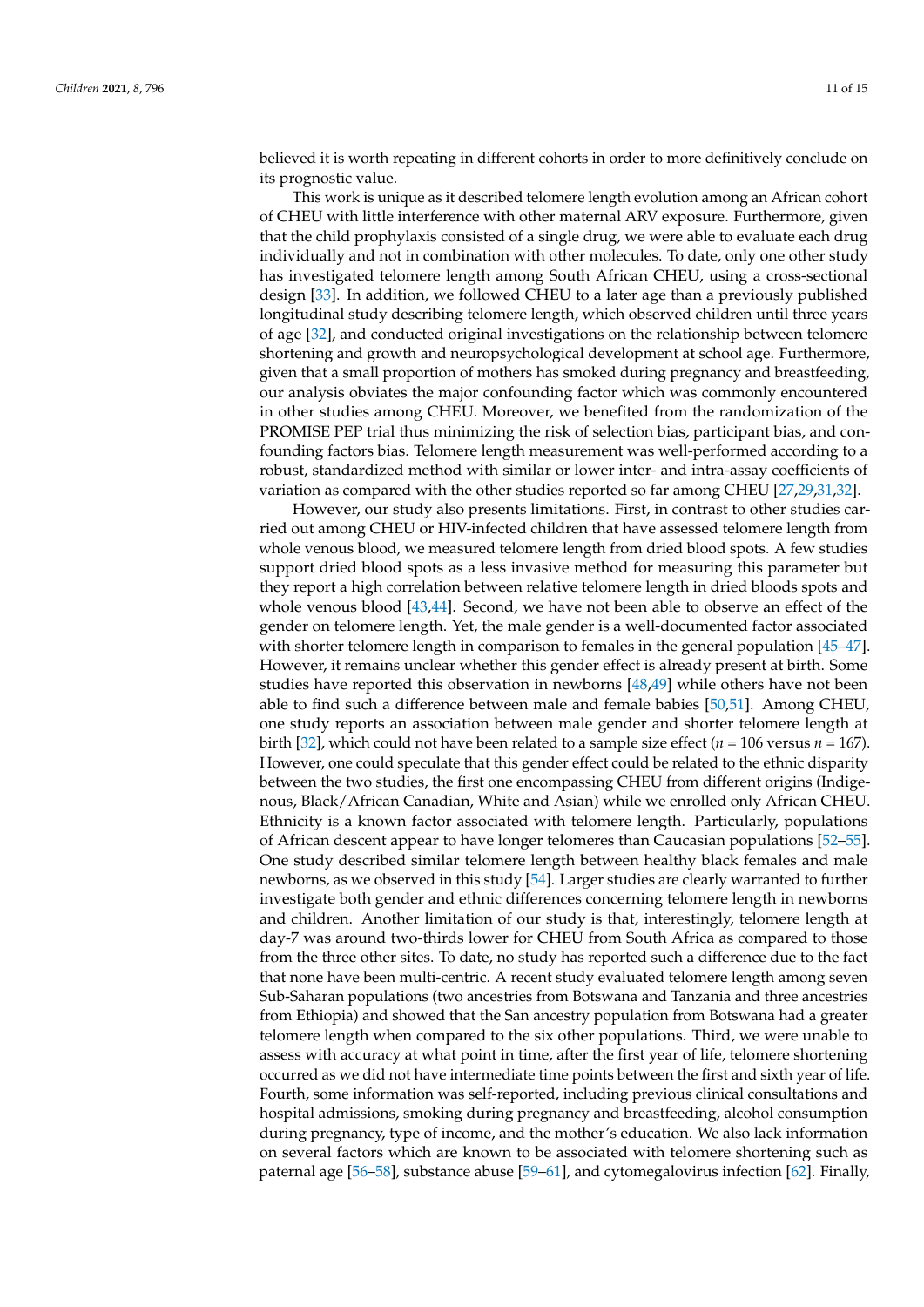believed it is worth repeating in different cohorts in order to more definitively conclude on its prognostic value.

This work is unique as it described telomere length evolution among an African cohort of CHEU with little interference with other maternal ARV exposure. Furthermore, given that the child prophylaxis consisted of a single drug, we were able to evaluate each drug individually and not in combination with other molecules. To date, only one other study has investigated telomere length among South African CHEU, using a cross-sectional design [33]. In addition, we followed CHEU to a later age than a previously published longitudinal study describing telomere length, which observed children until three years of age [32], and conducted original investigations on the relationship between telomere shortening and growth and neuropsychological development at school age. Furthermore, given that a small proportion of mothers has smoked during pregnancy and breastfeeding, our analysis obviates the major confounding factor which was commonly encountered in other studies among CHEU. Moreover, we benefited from the randomization of the PROMISE PEP trial thus minimizing the risk of selection bias, participant bias, and confounding factors bias. Telomere length measurement was well-performed according to a robust, standardized method with similar or lower inter- and intra-assay coefficients of variation as compared with the other studies reported so far among CHEU [27,29,31,32].

However, our study also presents limitations. First, in contrast to other studies carried out among CHEU or HIV-infected children that have assessed telomere length from whole venous blood, we measured telomere length from dried blood spots. A few studies support dried blood spots as a less invasive method for measuring this parameter but they report a high correlation between relative telomere length in dried bloods spots and whole venous blood [43,44]. Second, we have not been able to observe an effect of the gender on telomere length. Yet, the male gender is a well-documented factor associated with shorter telomere length in comparison to females in the general population [45–47]. However, it remains unclear whether this gender effect is already present at birth. Some studies have reported this observation in newborns [48,49] while others have not been able to find such a difference between male and female babies [50,51]. Among CHEU, one study reports an association between male gender and shorter telomere length at birth [32], which could not have been related to a sample size effect ($n$ = 106 versus $n$ = 167). However, one could speculate that this gender effect could be related to the ethnic disparity between the two studies, the first one encompassing CHEU from different origins (Indigenous, Black/African Canadian, White and Asian) while we enrolled only African CHEU. Ethnicity is a known factor associated with telomere length. Particularly, populations of African descent appear to have longer telomeres than Caucasian populations [52–55]. One study described similar telomere length between healthy black females and male newborns, as we observed in this study [54]. Larger studies are clearly warranted to further investigate both gender and ethnic differences concerning telomere length in newborns and children. Another limitation of our study is that, interestingly, telomere length at day-7 was around two-thirds lower for CHEU from South Africa as compared to those from the three other sites. To date, no study has reported such a difference due to the fact that none have been multi-centric. A recent study evaluated telomere length among seven Sub-Saharan populations (two ancestries from Botswana and Tanzania and three ancestries from Ethiopia) and showed that the San ancestry population from Botswana had a greater telomere length when compared to the six other populations. Third, we were unable to assess with accuracy at what point in time, after the first year of life, telomere shortening occurred as we did not have intermediate time points between the first and sixth year of life. Fourth, some information was self-reported, including previous clinical consultations and hospital admissions, smoking during pregnancy and breastfeeding, alcohol consumption during pregnancy, type of income, and the mother's education. We also lack information on several factors which are known to be associated with telomere shortening such as paternal age [56–58], substance abuse [59–61], and cytomegalovirus infection [62]. Finally,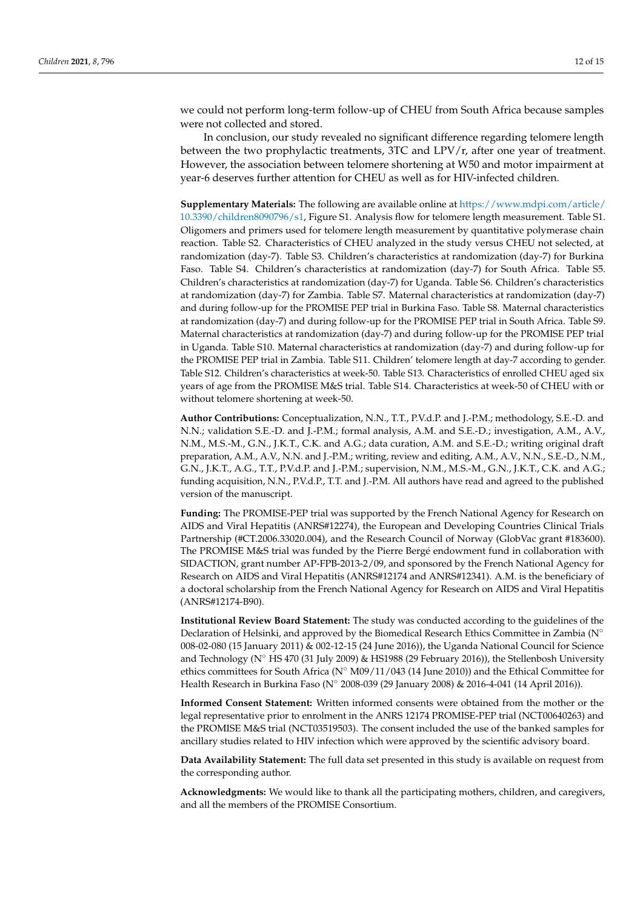we could not perform long-term follow-up of CHEU from South Africa because samples were not collected and stored.

In conclusion, our study revealed no significant difference regarding telomere length between the two prophylactic treatments, 3TC and LPV/r, after one year of treatment. However, the association between telomere shortening at W50 and motor impairment at year-6 deserves further attention for CHEU as well as for HIV-infected children.

**Supplementary Materials:** The following are available online at https://www.mdpi.com/article/10.3390/children8090796/s1, Figure S1. Analysis flow for telomere length measurement. Table S1. Oligomers and primers used for telomere length measurement by quantitative polymerase chain reaction. Table S2. Characteristics of CHEU analyzed in the study versus CHEU not selected, at randomization (day-7). Table S3. Children's characteristics at randomization (day-7) for Burkina Faso. Table S4. Children's characteristics at randomization (day-7) for South Africa. Table S5. Children's characteristics at randomization (day-7) for Uganda. Table S6. Children's characteristics at randomization (day-7) for Zambia. Table S7. Maternal characteristics at randomization (day-7) and during follow-up for the PROMISE PEP trial in Burkina Faso. Table S8. Maternal characteristics at randomization (day-7) and during follow-up for the PROMISE PEP trial in South Africa. Table S9. Maternal characteristics at randomization (day-7) and during follow-up for the PROMISE PEP trial in Uganda. Table S10. Maternal characteristics at randomization (day-7) and during follow-up for the PROMISE PEP trial in Zambia. Table S11. Children' telomere length at day-7 according to gender. Table S12. Children's characteristics at week-50. Table S13. Characteristics of enrolled CHEU aged six years of age from the PROMISE M&S trial. Table S14. Characteristics at week-50 of CHEU with or without telomere shortening at week-50.

**Author Contributions:** Conceptualization, N.N., T.T., P.V.d.P. and J.-P.M.; methodology, S.E.-D. and N.N.; validation S.E.-D. and J.-P.M.; formal analysis, A.M. and S.E.-D.; investigation, A.M., A.V., N.M., M.S.-M., G.N., J.K.T., C.K. and A.G.; data curation, A.M. and S.E.-D.; writing original draft preparation, A.M., A.V., N.N. and J.-P.M.; writing, review and editing, A.M., A.V., N.N., S.E.-D., N.M., G.N., J.K.T., A.G., T.T., P.V.d.P. and J.-P.M.; supervision, N.M., M.S.-M., G.N., J.K.T., C.K. and A.G.; funding acquisition, N.N., P.V.d.P., T.T. and J.-P.M. All authors have read and agreed to the published version of the manuscript.

**Funding:** The PROMISE-PEP trial was supported by the French National Agency for Research on AIDS and Viral Hepatitis (ANRS#12274), the European and Developing Countries Clinical Trials Partnership (#CT.2006.33020.004), and the Research Council of Norway (GlobVac grant #183600). The PROMISE M&S trial was funded by the Pierre Bergé endowment fund in collaboration with SIDACTION, grant number AP-FPB-2013-2/09, and sponsored by the French National Agency for Research on AIDS and Viral Hepatitis (ANRS#12174 and ANRS#12341). A.M. is the beneficiary of a doctoral scholarship from the French National Agency for Research on AIDS and Viral Hepatitis (ANRS#12174-B90).

**Institutional Review Board Statement:** The study was conducted according to the guidelines of the Declaration of Helsinki, and approved by the Biomedical Research Ethics Committee in Zambia (N° 008-02-080 (15 January 2011) & 002-12-15 (24 June 2016)), the Uganda National Council for Science and Technology (N° HS 470 (31 July 2009) & HS1988 (29 February 2016)), the Stellenbosh University ethics committees for South Africa (N° M09/11/043 (14 June 2010)) and the Ethical Committee for Health Research in Burkina Faso (N° 2008-039 (29 January 2008) & 2016-4-041 (14 April 2016)).

**Informed Consent Statement:** Written informed consents were obtained from the mother or the legal representative prior to enrolment in the ANRS 12174 PROMISE-PEP trial (NCT00640263) and the PROMISE M&S trial (NCT03519503). The consent included the use of the banked samples for ancillary studies related to HIV infection which were approved by the scientific advisory board.

**Data Availability Statement:** The full data set presented in this study is available on request from the corresponding author.

**Acknowledgments:** We would like to thank all the participating mothers, children, and caregivers, and all the members of the PROMISE Consortium.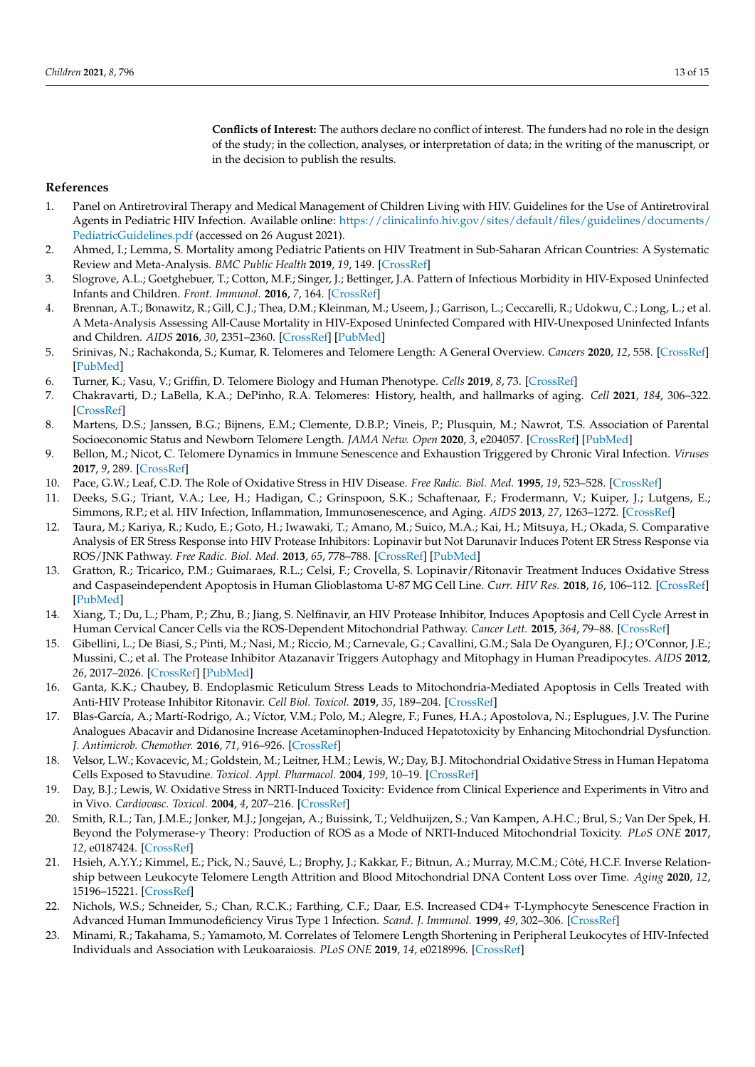**Conflicts of Interest:** The authors declare no conflict of interest. The funders had no role in the design of the study; in the collection, analyses, or interpretation of data; in the writing of the manuscript, or in the decision to publish the results.

## References

1. Panel on Antiretroviral Therapy and Medical Management of Children Living with HIV. Guidelines for the Use of Antiretroviral Agents in Pediatric HIV Infection. Available online: https://clinicalinfo.hiv.gov/sites/default/files/guidelines/documents/PediatricGuidelines.pdf (accessed on 26 August 2021).
2. Ahmed, I.; Lemma, S. Mortality among Pediatric Patients on HIV Treatment in Sub-Saharan African Countries: A Systematic Review and Meta-Analysis. *BMC Public Health* **2019**, *19*, 149. [CrossRef]
3. Slogrove, A.L.; Goetghebuer, T.; Cotton, M.F.; Singer, J.; Bettinger, J.A. Pattern of Infectious Morbidity in HIV-Exposed Uninfected Infants and Children. *Front. Immunol.* **2016**, *7*, 164. [CrossRef]
4. Brennan, A.T.; Bonawitz, R.; Gill, C.J.; Thea, D.M.; Kleinman, M.; Useem, J.; Garrison, L.; Ceccarelli, R.; Udokwu, C.; Long, L.; et al. A Meta-Analysis Assessing All-Cause Mortality in HIV-Exposed Uninfected Compared with HIV-Unexposed Uninfected Infants and Children. *AIDS* **2016**, *30*, 2351–2360. [CrossRef] [PubMed]
5. Srinivas, N.; Rachakonda, S.; Kumar, R. Telomeres and Telomere Length: A General Overview. *Cancers* **2020**, *12*, 558. [CrossRef] [PubMed]
6. Turner, K.; Vasu, V.; Griffin, D. Telomere Biology and Human Phenotype. *Cells* **2019**, *8*, 73. [CrossRef]
7. Chakravarti, D.; LaBella, K.A.; DePinho, R.A. Telomeres: History, health, and hallmarks of aging. *Cell* **2021**, *184*, 306–322. [CrossRef]
8. Martens, D.S.; Janssen, B.G.; Bijnens, E.M.; Clemente, D.B.P.; Vineis, P.; Plusquin, M.; Nawrot, T.S. Association of Parental Socioeconomic Status and Newborn Telomere Length. *JAMA Netw. Open* **2020**, *3*, e204057. [CrossRef] [PubMed]
9. Bellon, M.; Nicot, C. Telomere Dynamics in Immune Senescence and Exhaustion Triggered by Chronic Viral Infection. *Viruses* **2017**, *9*, 289. [CrossRef]
10. Pace, G.W.; Leaf, C.D. The Role of Oxidative Stress in HIV Disease. *Free Radic. Biol. Med.* **1995**, *19*, 523–528. [CrossRef]
11. Deeks, S.G.; Triant, V.A.; Lee, H.; Hadigan, C.; Grinspoon, S.K.; Schaftenaar, F.; Frodermann, V.; Kuiper, J.; Lutgens, E.; Simmons, R.P.; et al. HIV Infection, Inflammation, Immunosenescence, and Aging. *AIDS* **2013**, *27*, 1263–1272. [CrossRef]
12. Taura, M.; Kariya, R.; Kudo, E.; Goto, H.; Iwawaki, T.; Amano, M.; Suico, M.A.; Kai, H.; Mitsuya, H.; Okada, S. Comparative Analysis of ER Stress Response into HIV Protease Inhibitors: Lopinavir but Not Darunavir Induces Potent ER Stress Response via ROS/JNK Pathway. *Free Radic. Biol. Med.* **2013**, *65*, 778–788. [CrossRef] [PubMed]
13. Gratton, R.; Tricarico, P.M.; Guimaraes, R.L.; Celsi, F.; Crovella, S. Lopinavir/Ritonavir Treatment Induces Oxidative Stress and Caspaseindependent Apoptosis in Human Glioblastoma U-87 MG Cell Line. *Curr. HIV Res.* **2018**, *16*, 106–112. [CrossRef] [PubMed]
14. Xiang, T.; Du, L.; Pham, P.; Zhu, B.; Jiang, S. Nelfinavir, an HIV Protease Inhibitor, Induces Apoptosis and Cell Cycle Arrest in Human Cervical Cancer Cells via the ROS-Dependent Mitochondrial Pathway. *Cancer Lett.* **2015**, *364*, 79–88. [CrossRef]
15. Gibellini, L.; De Biasi, S.; Pinti, M.; Nasi, M.; Riccio, M.; Carnevale, G.; Cavallini, G.M.; Sala De Oyanguren, F.J.; O'Connor, J.E.; Mussini, C.; et al. The Protease Inhibitor Atazanavir Triggers Autophagy and Mitophagy in Human Preadipocytes. *AIDS* **2012**, *26*, 2017–2026. [CrossRef] [PubMed]
16. Ganta, K.K.; Chaubey, B. Endoplasmic Reticulum Stress Leads to Mitochondria-Mediated Apoptosis in Cells Treated with Anti-HIV Protease Inhibitor Ritonavir. *Cell Biol. Toxicol.* **2019**, *35*, 189–204. [CrossRef]
17. Blas-García, A.; Martí-Rodrigo, A.; Víctor, V.M.; Polo, M.; Alegre, F.; Funes, H.A.; Apostolova, N.; Esplugues, J.V. The Purine Analogues Abacavir and Didanosine Increase Acetaminophen-Induced Hepatotoxicity by Enhancing Mitochondrial Dysfunction. *J. Antimicrob. Chemother.* **2016**, *71*, 916–926. [CrossRef]
18. Velsor, L.W.; Kovacevic, M.; Goldstein, M.; Leitner, H.M.; Lewis, W.; Day, B.J. Mitochondrial Oxidative Stress in Human Hepatoma Cells Exposed to Stavudine. *Toxicol. Appl. Pharmacol.* **2004**, *199*, 10–19. [CrossRef]
19. Day, B.J.; Lewis, W. Oxidative Stress in NRTI-Induced Toxicity: Evidence from Clinical Experience and Experiments in Vitro and in Vivo. *Cardiovasc. Toxicol.* **2004**, *4*, 207–216. [CrossRef]
20. Smith, R.L.; Tan, J.M.E.; Jonker, M.J.; Jongejan, A.; Buissink, T.; Veldhuijzen, S.; Van Kampen, A.H.C.; Brul, S.; Van Der Spek, H. Beyond the Polymerase-γ Theory: Production of ROS as a Mode of NRTI-Induced Mitochondrial Toxicity. *PLoS ONE* **2017**, *12*, e0187424. [CrossRef]
21. Hsieh, A.Y.Y.; Kimmel, E.; Pick, N.; Sauvé, L.; Brophy, J.; Kakkar, F.; Bitnun, A.; Murray, M.C.M.; Côté, H.C.F. Inverse Relationship between Leukocyte Telomere Length Attrition and Blood Mitochondrial DNA Content Loss over Time. *Aging* **2020**, *12*, 15196–15221. [CrossRef]
22. Nichols, W.S.; Schneider, S.; Chan, R.C.K.; Farthing, C.F.; Daar, E.S. Increased CD4+ T-Lymphocyte Senescence Fraction in Advanced Human Immunodeficiency Virus Type 1 Infection. *Scand. J. Immunol.* **1999**, *49*, 302–306. [CrossRef]
23. Minami, R.; Takahama, S.; Yamamoto, M. Correlates of Telomere Length Shortening in Peripheral Leukocytes of HIV-Infected Individuals and Association with Leukoaraiosis. *PLoS ONE* **2019**, *14*, e0218996. [CrossRef]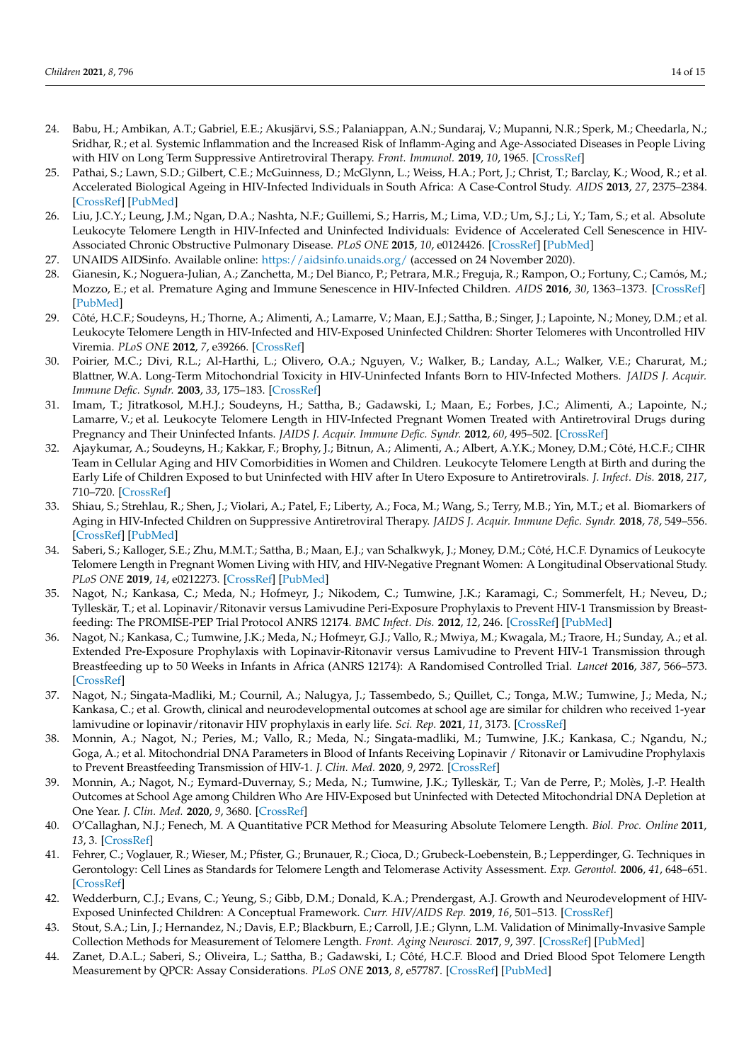24. Babu, H.; Ambikan, A.T.; Gabriel, E.E.; Akusjärvi, S.S.; Palaniappan, A.N.; Sundaraj, V.; Mupanni, N.R.; Sperk, M.; Cheedarla, N.; Sridhar, R.; et al. Systemic Inflammation and the Increased Risk of Inflamm-Aging and Age-Associated Diseases in People Living with HIV on Long Term Suppressive Antiretroviral Therapy. *Front. Immunol.* **2019**, *10*, 1965. [CrossRef]
25. Pathai, S.; Lawn, S.D.; Gilbert, C.E.; McGuinness, D.; McGlynn, L.; Weiss, H.A.; Port, J.; Christ, T.; Barclay, K.; Wood, R.; et al. Accelerated Biological Ageing in HIV-Infected Individuals in South Africa: A Case-Control Study. *AIDS* **2013**, *27*, 2375–2384. [CrossRef] [PubMed]
26. Liu, J.C.Y.; Leung, J.M.; Ngan, D.A.; Nashta, N.F.; Guillemi, S.; Harris, M.; Lima, V.D.; Um, S.J.; Li, Y.; Tam, S.; et al. Absolute Leukocyte Telomere Length in HIV-Infected and Uninfected Individuals: Evidence of Accelerated Cell Senescence in HIV-Associated Chronic Obstructive Pulmonary Disease. *PLoS ONE* **2015**, *10*, e0124426. [CrossRef] [PubMed]
27. UNAIDS AIDSinfo. Available online: https://aidsinfo.unaids.org/ (accessed on 24 November 2020).
28. Gianesin, K.; Noguera-Julian, A.; Zanchetta, M.; Del Bianco, P.; Petrara, M.R.; Freguja, R.; Rampon, O.; Fortuny, C.; Camós, M.; Mozzo, E.; et al. Premature Aging and Immune Senescence in HIV-Infected Children. *AIDS* **2016**, *30*, 1363–1373. [CrossRef] [PubMed]
29. Côté, H.C.F.; Soudeyns, H.; Thorne, A.; Alimenti, A.; Lamarre, V.; Maan, E.J.; Sattha, B.; Singer, J.; Lapointe, N.; Money, D.M.; et al. Leukocyte Telomere Length in HIV-Infected and HIV-Exposed Uninfected Children: Shorter Telomeres with Uncontrolled HIV Viremia. *PLoS ONE* **2012**, *7*, e39266. [CrossRef]
30. Poirier, M.C.; Divi, R.L.; Al-Harthi, L.; Olivero, O.A.; Nguyen, V.; Walker, B.; Landay, A.L.; Walker, V.E.; Charurat, M.; Blattner, W.A. Long-Term Mitochondrial Toxicity in HIV-Uninfected Infants Born to HIV-Infected Mothers. *JAIDS J. Acquir. Immune Defic. Syndr.* **2003**, *33*, 175–183. [CrossRef]
31. Imam, T.; Jitratkosol, M.H.J.; Soudeyns, H.; Sattha, B.; Gadawski, I.; Maan, E.; Forbes, J.C.; Alimenti, A.; Lapointe, N.; Lamarre, V.; et al. Leukocyte Telomere Length in HIV-Infected Pregnant Women Treated with Antiretroviral Drugs during Pregnancy and Their Uninfected Infants. *JAIDS J. Acquir. Immune Defic. Syndr.* **2012**, *60*, 495–502. [CrossRef]
32. Ajaykumar, A.; Soudeyns, H.; Kakkar, F.; Brophy, J.; Bitnun, A.; Alimenti, A.; Albert, A.Y.K.; Money, D.M.; Côté, H.C.F.; CIHR Team in Cellular Aging and HIV Comorbidities in Women and Children. Leukocyte Telomere Length at Birth and during the Early Life of Children Exposed to but Uninfected with HIV after In Utero Exposure to Antiretrovirals. *J. Infect. Dis.* **2018**, *217*, 710–720. [CrossRef]
33. Shiau, S.; Strehlau, R.; Shen, J.; Violari, A.; Patel, F.; Liberty, A.; Foca, M.; Wang, S.; Terry, M.B.; Yin, M.T.; et al. Biomarkers of Aging in HIV-Infected Children on Suppressive Antiretroviral Therapy. *JAIDS J. Acquir. Immune Defic. Syndr.* **2018**, *78*, 549–556. [CrossRef] [PubMed]
34. Saberi, S.; Kalloger, S.E.; Zhu, M.M.T.; Sattha, B.; Maan, E.J.; van Schalkwyk, J.; Money, D.M.; Côté, H.C.F. Dynamics of Leukocyte Telomere Length in Pregnant Women Living with HIV, and HIV-Negative Pregnant Women: A Longitudinal Observational Study. *PLoS ONE* **2019**, *14*, e0212273. [CrossRef] [PubMed]
35. Nagot, N.; Kankasa, C.; Meda, N.; Hofmeyr, J.; Nikodem, C.; Tumwine, J.K.; Karamagi, C.; Sommerfelt, H.; Neveu, D.; Tylleskär, T.; et al. Lopinavir/Ritonavir versus Lamivudine Peri-Exposure Prophylaxis to Prevent HIV-1 Transmission by Breastfeeding: The PROMISE-PEP Trial Protocol ANRS 12174. *BMC Infect. Dis.* **2012**, *12*, 246. [CrossRef] [PubMed]
36. Nagot, N.; Kankasa, C.; Tumwine, J.K.; Meda, N.; Hofmeyr, G.J.; Vallo, R.; Mwiya, M.; Kwagala, M.; Traore, H.; Sunday, A.; et al. Extended Pre-Exposure Prophylaxis with Lopinavir-Ritonavir versus Lamivudine to Prevent HIV-1 Transmission through Breastfeeding up to 50 Weeks in Infants in Africa (ANRS 12174): A Randomised Controlled Trial. *Lancet* **2016**, *387*, 566–573. [CrossRef]
37. Nagot, N.; Singata-Madliki, M.; Cournil, A.; Nalugya, J.; Tassembedo, S.; Quillet, C.; Tonga, M.W.; Tumwine, J.K.; Meda, N.; Kankasa, C.; et al. Growth, clinical and neurodevelopmental outcomes at school age are similar for children who received 1-year lamivudine or lopinavir/ritonavir HIV prophylaxis in early life. *Sci. Rep.* **2021**, *11*, 3173. [CrossRef]
38. Monnin, A.; Nagot, N.; Peries, M.; Vallo, R.; Meda, N.; Singata-madliki, M.; Tumwine, J.K.; Kankasa, C.; Ngandu, N.; Goga, A.; et al. Mitochondrial DNA Parameters in Blood of Infants Receiving Lopinavir / Ritonavir or Lamivudine Prophylaxis to Prevent Breastfeeding Transmission of HIV-1. *J. Clin. Med.* **2020**, *9*, 2972. [CrossRef]
39. Monnin, A.; Nagot, N.; Eymard-Duvernay, S.; Meda, N.; Tumwine, J.K.; Tylleskär, T.; Van de Perre, P.; Molès, J.-P. Health Outcomes at School Age among Children Who Are HIV-Exposed but Uninfected with Detected Mitochondrial DNA Depletion at One Year. *J. Clin. Med.* **2020**, *9*, 3680. [CrossRef]
40. O'Callaghan, N.J.; Fenech, M. A Quantitative PCR Method for Measuring Absolute Telomere Length. *Biol. Proc. Online* **2011**, *13*, 3. [CrossRef]
41. Fehrer, C.; Voglauer, R.; Wieser, M.; Pfister, G.; Brunauer, R.; Cioca, D.; Grubeck-Loebenstein, B.; Lepperdinger, G. Techniques in Gerontology: Cell Lines as Standards for Telomere Length and Telomerase Activity Assessment. *Exp. Gerontol.* **2006**, *41*, 648–651. [CrossRef]
42. Wedderburn, C.J.; Evans, C.; Yeung, S.; Gibb, D.M.; Donald, K.A.; Prendergast, A.J. Growth and Neurodevelopment of HIV-Exposed Uninfected Children: A Conceptual Framework. *Curr. HIV/AIDS Rep.* **2019**, *16*, 501–513. [CrossRef]
43. Stout, S.A.; Lin, J.; Hernandez, N.; Davis, E.P.; Blackburn, E.; Carroll, J.E.; Glynn, L.M. Validation of Minimally-Invasive Sample Collection Methods for Measurement of Telomere Length. *Front. Aging Neurosci.* **2017**, *9*, 397. [CrossRef] [PubMed]
44. Zanet, D.A.L.; Saberi, S.; Oliveira, L.; Sattha, B.; Gadawski, I.; Côté, H.C.F. Blood and Dried Blood Spot Telomere Length Measurement by QPCR: Assay Considerations. *PLoS ONE* **2013**, *8*, e57787. [CrossRef] [PubMed]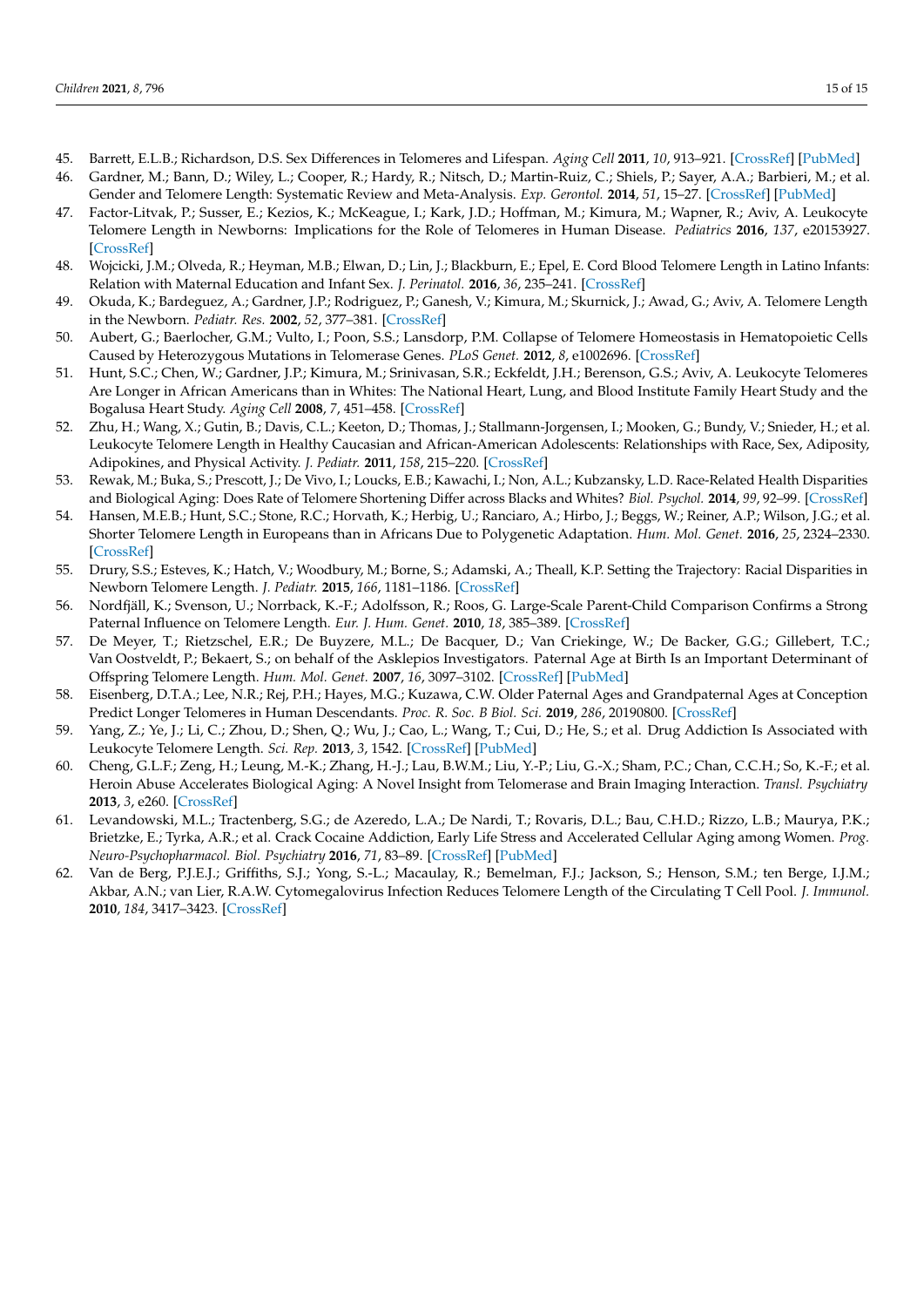45. Barrett, E.L.B.; Richardson, D.S. Sex Differences in Telomeres and Lifespan. *Aging Cell* **2011**, *10*, 913–921. [CrossRef] [PubMed]
46. Gardner, M.; Bann, D.; Wiley, L.; Cooper, R.; Hardy, R.; Nitsch, D.; Martin-Ruiz, C.; Shiels, P.; Sayer, A.A.; Barbieri, M.; et al. Gender and Telomere Length: Systematic Review and Meta-Analysis. *Exp. Gerontol.* **2014**, *51*, 15–27. [CrossRef] [PubMed]
47. Factor-Litvak, P.; Susser, E.; Kezios, K.; McKeague, I.; Kark, J.D.; Hoffman, M.; Kimura, M.; Wapner, R.; Aviv, A. Leukocyte Telomere Length in Newborns: Implications for the Role of Telomeres in Human Disease. *Pediatrics* **2016**, *137*, e20153927. [CrossRef]
48. Wojcicki, J.M.; Olveda, R.; Heyman, M.B.; Elwan, D.; Lin, J.; Blackburn, E.; Epel, E. Cord Blood Telomere Length in Latino Infants: Relation with Maternal Education and Infant Sex. *J. Perinatol.* **2016**, *36*, 235–241. [CrossRef]
49. Okuda, K.; Bardeguez, A.; Gardner, J.P.; Rodriguez, P.; Ganesh, V.; Kimura, M.; Skurnick, J.; Awad, G.; Aviv, A. Telomere Length in the Newborn. *Pediatr. Res.* **2002**, *52*, 377–381. [CrossRef]
50. Aubert, G.; Baerlocher, G.M.; Vulto, I.; Poon, S.S.; Lansdorp, P.M. Collapse of Telomere Homeostasis in Hematopoietic Cells Caused by Heterozygous Mutations in Telomerase Genes. *PLoS Genet.* **2012**, *8*, e1002696. [CrossRef]
51. Hunt, S.C.; Chen, W.; Gardner, J.P.; Kimura, M.; Srinivasan, S.R.; Eckfeldt, J.H.; Berenson, G.S.; Aviv, A. Leukocyte Telomeres Are Longer in African Americans than in Whites: The National Heart, Lung, and Blood Institute Family Heart Study and the Bogalusa Heart Study. *Aging Cell* **2008**, *7*, 451–458. [CrossRef]
52. Zhu, H.; Wang, X.; Gutin, B.; Davis, C.L.; Keeton, D.; Thomas, J.; Stallmann-Jorgensen, I.; Mooken, G.; Bundy, V.; Snieder, H.; et al. Leukocyte Telomere Length in Healthy Caucasian and African-American Adolescents: Relationships with Race, Sex, Adiposity, Adipokines, and Physical Activity. *J. Pediatr.* **2011**, *158*, 215–220. [CrossRef]
53. Rewak, M.; Buka, S.; Prescott, J.; De Vivo, I.; Loucks, E.B.; Kawachi, I.; Non, A.L.; Kubzansky, L.D. Race-Related Health Disparities and Biological Aging: Does Rate of Telomere Shortening Differ across Blacks and Whites? *Biol. Psychol.* **2014**, *99*, 92–99. [CrossRef]
54. Hansen, M.E.B.; Hunt, S.C.; Stone, R.C.; Horvath, K.; Herbig, U.; Ranciaro, A.; Hirbo, J.; Beggs, W.; Reiner, A.P.; Wilson, J.G.; et al. Shorter Telomere Length in Europeans than in Africans Due to Polygenetic Adaptation. *Hum. Mol. Genet.* **2016**, *25*, 2324–2330. [CrossRef]
55. Drury, S.S.; Esteves, K.; Hatch, V.; Woodbury, M.; Borne, S.; Adamski, A.; Theall, K.P. Setting the Trajectory: Racial Disparities in Newborn Telomere Length. *J. Pediatr.* **2015**, *166*, 1181–1186. [CrossRef]
56. Nordfjäll, K.; Svenson, U.; Norrback, K.-F.; Adolfsson, R.; Roos, G. Large-Scale Parent-Child Comparison Confirms a Strong Paternal Influence on Telomere Length. *Eur. J. Hum. Genet.* **2010**, *18*, 385–389. [CrossRef]
57. De Meyer, T.; Rietzschel, E.R.; De Buyzere, M.L.; De Bacquer, D.; Van Criekinge, W.; De Backer, G.G.; Gillebert, T.C.; Van Oostveldt, P.; Bekaert, S.; on behalf of the Asklepios Investigators. Paternal Age at Birth Is an Important Determinant of Offspring Telomere Length. *Hum. Mol. Genet.* **2007**, *16*, 3097–3102. [CrossRef] [PubMed]
58. Eisenberg, D.T.A.; Lee, N.R.; Rej, P.H.; Hayes, M.G.; Kuzawa, C.W. Older Paternal Ages and Grandpaternal Ages at Conception Predict Longer Telomeres in Human Descendants. *Proc. R. Soc. B Biol. Sci.* **2019**, *286*, 20190800. [CrossRef]
59. Yang, Z.; Ye, J.; Li, C.; Zhou, D.; Shen, Q.; Wu, J.; Cao, L.; Wang, T.; Cui, D.; He, S.; et al. Drug Addiction Is Associated with Leukocyte Telomere Length. *Sci. Rep.* **2013**, *3*, 1542. [CrossRef] [PubMed]
60. Cheng, G.L.F.; Zeng, H.; Leung, M.-K.; Zhang, H.-J.; Lau, B.W.M.; Liu, Y.-P.; Liu, G.-X.; Sham, P.C.; Chan, C.C.H.; So, K.-F.; et al. Heroin Abuse Accelerates Biological Aging: A Novel Insight from Telomerase and Brain Imaging Interaction. *Transl. Psychiatry* **2013**, *3*, e260. [CrossRef]
61. Levandowski, M.L.; Tractenberg, S.G.; de Azeredo, L.A.; De Nardi, T.; Rovaris, D.L.; Bau, C.H.D.; Rizzo, L.B.; Maurya, P.K.; Brietzke, E.; Tyrka, A.R.; et al. Crack Cocaine Addiction, Early Life Stress and Accelerated Cellular Aging among Women. *Prog. Neuro-Psychopharmacol. Biol. Psychiatry* **2016**, *71*, 83–89. [CrossRef] [PubMed]
62. Van de Berg, P.J.E.J.; Griffiths, S.J.; Yong, S.-L.; Macaulay, R.; Bemelman, F.J.; Jackson, S.; Henson, S.M.; ten Berge, I.J.M.; Akbar, A.N.; van Lier, R.A.W. Cytomegalovirus Infection Reduces Telomere Length of the Circulating T Cell Pool. *J. Immunol.* **2010**, *184*, 3417–3423. [CrossRef]